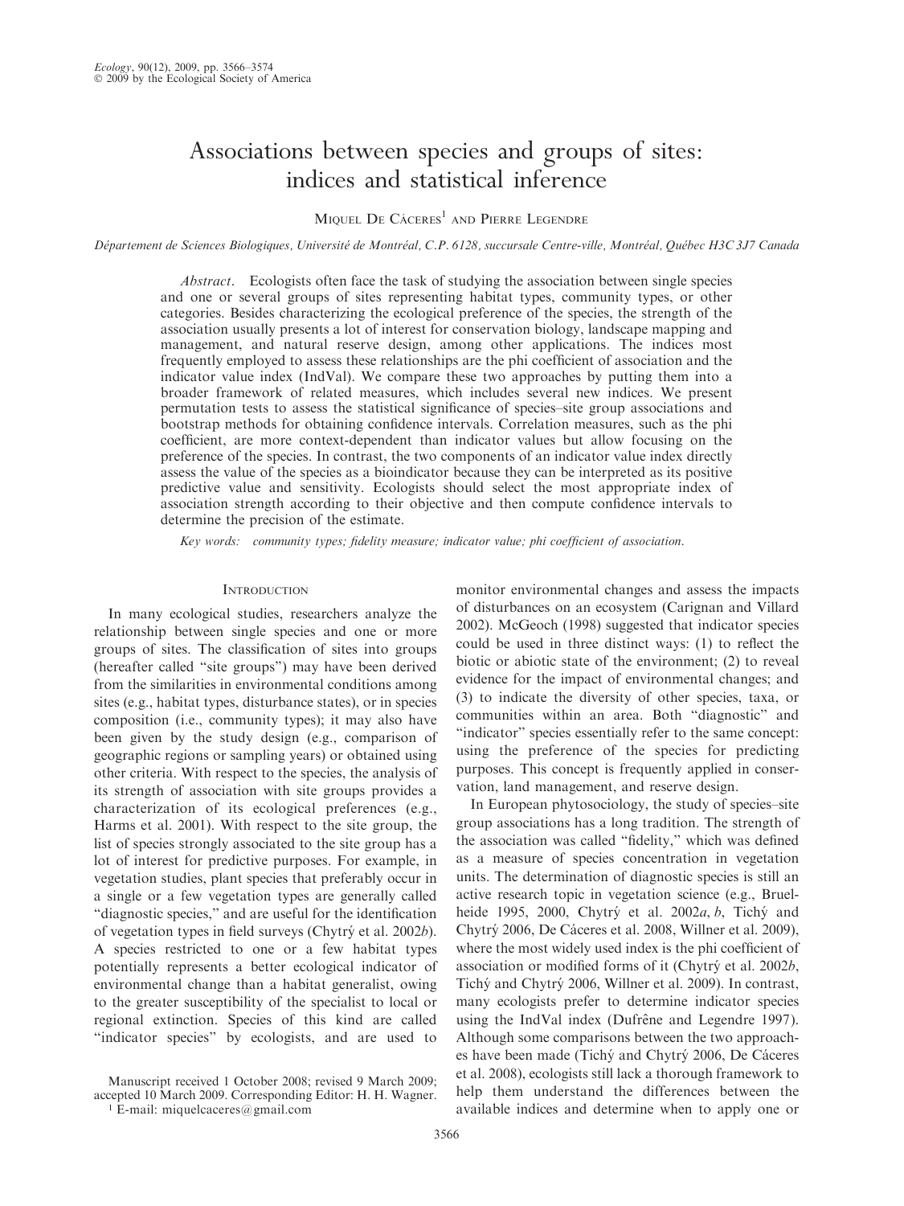# Associations between species and groups of sites: indices and statistical inference

Miquel De Cáceres[1] and Pierre Legendre

*Département de Sciences Biologiques, Université de Montréal, C.P. 6128, succursale Centre-ville, Montréal, Québec H3C 3J7 Canada*

*Abstract.* Ecologists often face the task of studying the association between single species and one or several groups of sites representing habitat types, community types, or other categories. Besides characterizing the ecological preference of the species, the strength of the association usually presents a lot of interest for conservation biology, landscape mapping and management, and natural reserve design, among other applications. The indices most frequently employed to assess these relationships are the phi coefficient of association and the indicator value index (IndVal). We compare these two approaches by putting them into a broader framework of related measures, which includes several new indices. We present permutation tests to assess the statistical significance of species–site group associations and bootstrap methods for obtaining confidence intervals. Correlation measures, such as the phi coefficient, are more context-dependent than indicator values but allow focusing on the preference of the species. In contrast, the two components of an indicator value index directly assess the value of the species as a bioindicator because they can be interpreted as its positive predictive value and sensitivity. Ecologists should select the most appropriate index of association strength according to their objective and then compute confidence intervals to determine the precision of the estimate.

*Key words: community types; fidelity measure; indicator value; phi coefficient of association.*

## Introduction

In many ecological studies, researchers analyze the relationship between single species and one or more groups of sites. The classification of sites into groups (hereafter called "site groups") may have been derived from the similarities in environmental conditions among sites (e.g., habitat types, disturbance states), or in species composition (i.e., community types); it may also have been given by the study design (e.g., comparison of geographic regions or sampling years) or obtained using other criteria. With respect to the species, the analysis of its strength of association with site groups provides a characterization of its ecological preferences (e.g., Harms et al. 2001). With respect to the site group, the list of species strongly associated to the site group has a lot of interest for predictive purposes. For example, in vegetation studies, plant species that preferably occur in a single or a few vegetation types are generally called "diagnostic species," and are useful for the identification of vegetation types in field surveys (Chytrý et al. 2002*b*). A species restricted to one or a few habitat types potentially represents a better ecological indicator of environmental change than a habitat generalist, owing to the greater susceptibility of the specialist to local or regional extinction. Species of this kind are called "indicator species" by ecologists, and are used to monitor environmental changes and assess the impacts of disturbances on an ecosystem (Carignan and Villard 2002). McGeoch (1998) suggested that indicator species could be used in three distinct ways: (1) to reflect the biotic or abiotic state of the environment; (2) to reveal evidence for the impact of environmental changes; and (3) to indicate the diversity of other species, taxa, or communities within an area. Both "diagnostic" and "indicator" species essentially refer to the same concept: using the preference of the species for predicting purposes. This concept is frequently applied in conservation, land management, and reserve design.

In European phytosociology, the study of species–site group associations has a long tradition. The strength of the association was called "fidelity," which was defined as a measure of species concentration in vegetation units. The determination of diagnostic species is still an active research topic in vegetation science (e.g., Bruelheide 1995, 2000, Chytrý et al. 2002*a*, *b*, Tichý and Chytrý 2006, De Cáceres et al. 2008, Willner et al. 2009), where the most widely used index is the phi coefficient of association or modified forms of it (Chytrý et al. 2002*b*, Tichý and Chytrý 2006, Willner et al. 2009). In contrast, many ecologists prefer to determine indicator species using the IndVal index (Dufrêne and Legendre 1997). Although some comparisons between the two approaches have been made (Tichý and Chytrý 2006, De Cáceres et al. 2008), ecologists still lack a thorough framework to help them understand the differences between the available indices and determine when to apply one or

Manuscript received 1 October 2008; revised 9 March 2009; accepted 10 March 2009. Corresponding Editor: H. H. Wagner.

[1] E-mail: miquelcaceres@gmail.com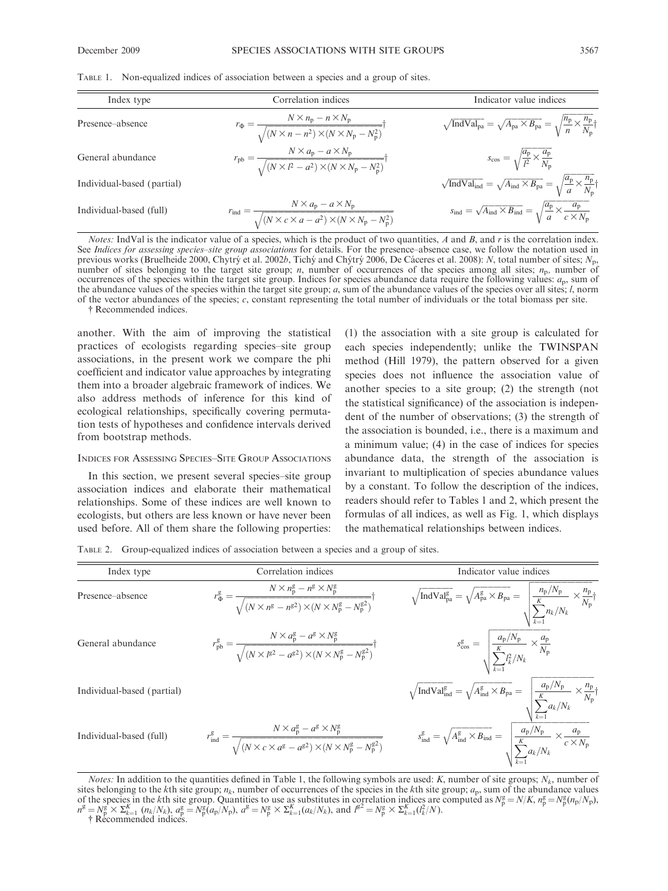TABLE 1. Non-equalized indices of association between a species and a group of sites.

| Index type | Correlation indices | Indicator value indices |
|---|---|---|
| Presence–absence | $r_{\Phi} = \dfrac{N \times n_p - n \times N_p}{\sqrt{(N \times n - n^2) \times (N \times N_p - N_p^2)}}$† | $\sqrt{\text{IndVal}_{pa}} = \sqrt{A_{pa} \times B_{pa}} = \sqrt{\dfrac{n_p}{n} \times \dfrac{n_p}{N_p}}$† |
| General abundance | $r_{pb} = \dfrac{N \times a_p - a \times N_p}{\sqrt{(N \times l^2 - a^2) \times (N \times N_p - N_p^2)}}$† | $s_{\cos} = \sqrt{\dfrac{a_p}{l^2} \times \dfrac{a_p}{N_p}}$ |
| Individual-based (partial) | | $\sqrt{\text{IndVal}_{ind}} = \sqrt{A_{ind} \times B_{pa}} = \sqrt{\dfrac{a_p}{a} \times \dfrac{n_p}{N_p}}$† |
| Individual-based (full) | $r_{ind} = \dfrac{N \times a_p - a \times N_p}{\sqrt{(N \times c \times a - a^2) \times (N \times N_p - N_p^2)}}$ | $s_{ind} = \sqrt{A_{ind} \times B_{ind}} = \sqrt{\dfrac{a_p}{a} \times \dfrac{a_p}{c \times N_p}}$ |

*Notes:* IndVal is the indicator value of a species, which is the product of two quantities, $A$ and $B$, and $r$ is the correlation index. See *Indices for assessing species–site group associations* for details. For the presence–absence case, we follow the notation used in previous works (Bruelheide 2000, Chytrý et al. 2002*b*, Tichý and Chýtrý 2006, De Cáceres et al. 2008): $N$, total number of sites; $N_p$, number of sites belonging to the target site group; $n$, number of occurrences of the species among all sites; $n_p$, number of occurrences of the species within the target site group. Indices for species abundance data require the following values: $a_p$, sum of the abundance values of the species within the target site group; $a$, sum of the abundance values of the species over all sites; $l$, norm of the vector abundances of the species; $c$, constant representing the total number of individuals or the total biomass per site.
† Recommended indices.

another. With the aim of improving the statistical practices of ecologists regarding species–site group associations, in the present work we compare the phi coefficient and indicator value approaches by integrating them into a broader algebraic framework of indices. We also address methods of inference for this kind of ecological relationships, specifically covering permutation tests of hypotheses and confidence intervals derived from bootstrap methods.

## INDICES FOR ASSESSING SPECIES–SITE GROUP ASSOCIATIONS

In this section, we present several species–site group association indices and elaborate their mathematical relationships. Some of these indices are well known to ecologists, but others are less known or have never been used before. All of them share the following properties: (1) the association with a site group is calculated for each species independently; unlike the TWINSPAN method (Hill 1979), the pattern observed for a given species does not influence the association value of another species to a site group; (2) the strength (not the statistical significance) of the association is independent of the number of observations; (3) the strength of the association is bounded, i.e., there is a maximum and a minimum value; (4) in the case of indices for species abundance data, the strength of the association is invariant to multiplication of species abundance values by a constant. To follow the description of the indices, readers should refer to Tables 1 and 2, which present the formulas of all indices, as well as Fig. 1, which displays the mathematical relationships between indices.

TABLE 2. Group-equalized indices of association between a species and a group of sites.

| Index type | Correlation indices | Indicator value indices |
|---|---|---|
| Presence–absence | $r_{\Phi}^{g} = \dfrac{N \times n_p^g - n^g \times N_p^g}{\sqrt{(N \times n^g - n^{g2}) \times (N \times N_p^g - N_p^{g2})}}$† | $\sqrt{\text{IndVal}_{pa}^{g}} = \sqrt{A_{pa}^{g} \times B_{pa}} = \sqrt{\dfrac{n_p/N_p}{\sum_{k=1}^{K} n_k/N_k} \times \dfrac{n_p}{N_p}}$† |
| General abundance | $r_{pb}^{g} = \dfrac{N \times a_p^g - a^g \times N_p^g}{\sqrt{(N \times l^{g2} - a^{g2}) \times (N \times N_p^g - N_p^{g2})}}$† | $s_{\cos}^{g} = \sqrt{\dfrac{a_p/N_p}{\sqrt{\sum_{k=1}^{K} l_k^2/N_k}} \times \dfrac{a_p}{N_p}}$ |
| Individual-based (partial) | | $\sqrt{\text{IndVal}_{ind}^{g}} = \sqrt{A_{ind}^{g} \times B_{pa}} = \sqrt{\dfrac{a_p/N_p}{\sum_{k=1}^{K} a_k/N_k} \times \dfrac{n_p}{N_p}}$† |
| Individual-based (full) | $r_{ind}^{g} = \dfrac{N \times a_p^g - a^g \times N_p^g}{\sqrt{(N \times c \times a^g - a^{g2}) \times (N \times N_p^g - N_p^{g2})}}$ | $s_{ind}^{g} = \sqrt{A_{ind}^{g} \times B_{ind}} = \sqrt{\dfrac{a_p/N_p}{\sum_{k=1}^{K} a_k/N_k} \times \dfrac{a_p}{c \times N_p}}$ |

*Notes:* In addition to the quantities defined in Table 1, the following symbols are used: $K$, number of site groups; $N_k$, number of sites belonging to the $k$th site group; $n_k$, number of occurrences of the species in the $k$th site group; $a_p$, sum of the abundance values of the species in the $k$th site group. Quantities to use as substitutes in correlation indices are computed as $N_p^g = N/K$, $n_p^g = N_p^g(n_p/N_p)$, $n^g = N_p^g \times \Sigma_{k=1}^{K}(n_k/N_k)$, $a_p^g = N_p^g(a_p/N_p)$, $a^g = N_p^g \times \Sigma_{k=1}^{K}(a_k/N_k)$, and $l^{g2} = N_p^g \times \Sigma_{k=1}^{K}(l_k^2/N)$.
† Recommended indices.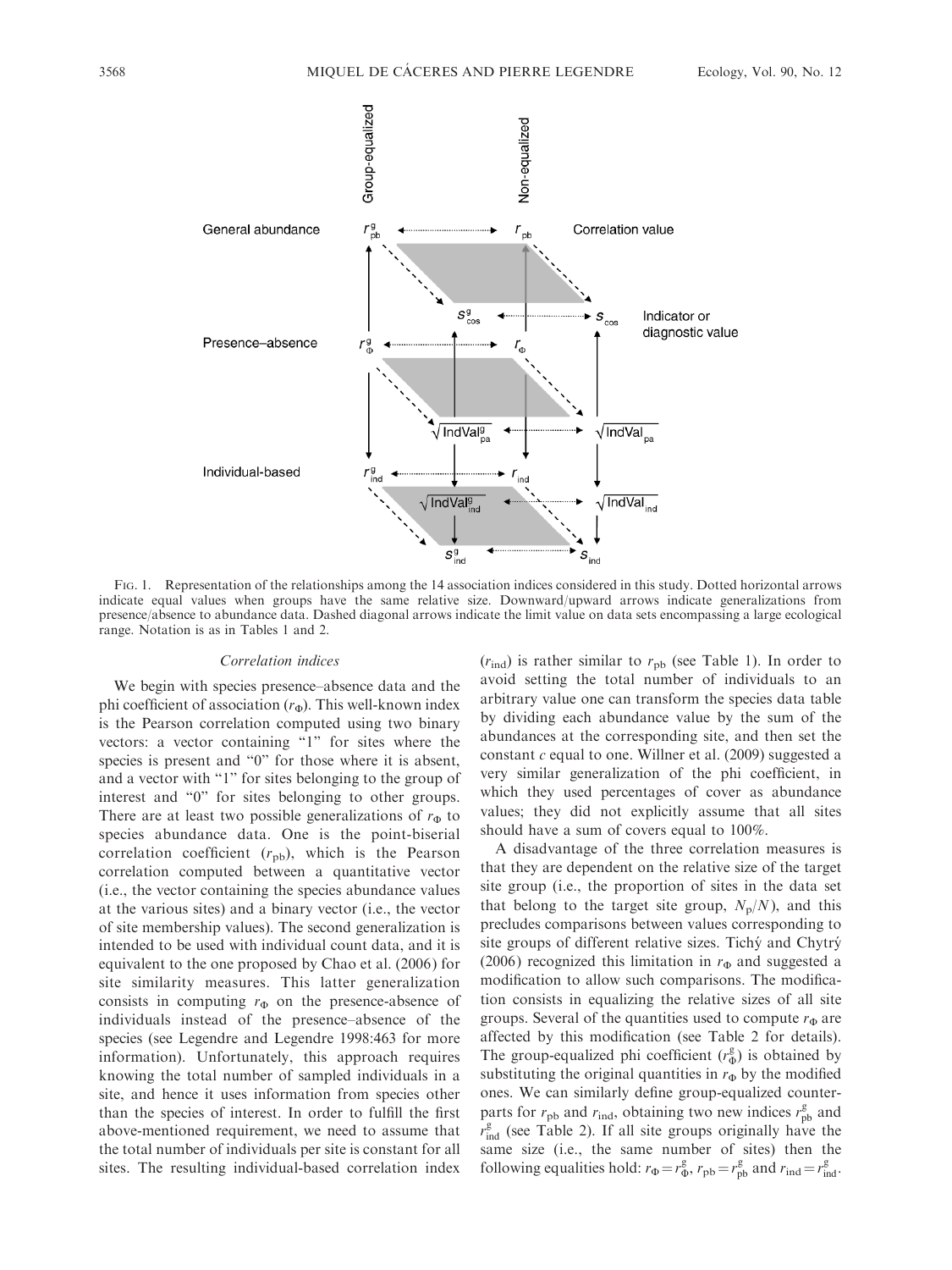FIG. 1. Representation of the relationships among the 14 association indices considered in this study. Dotted horizontal arrows indicate equal values when groups have the same relative size. Downward/upward arrows indicate generalizations from presence/absence to abundance data. Dashed diagonal arrows indicate the limit value on data sets encompassing a large ecological range. Notation is as in Tables 1 and 2.

### *Correlation indices*

We begin with species presence–absence data and the phi coefficient of association ($r_\Phi$). This well-known index is the Pearson correlation computed using two binary vectors: a vector containing "1" for sites where the species is present and "0" for those where it is absent, and a vector with "1" for sites belonging to the group of interest and "0" for sites belonging to other groups. There are at least two possible generalizations of $r_\Phi$ to species abundance data. One is the point-biserial correlation coefficient ($r_{pb}$), which is the Pearson correlation computed between a quantitative vector (i.e., the vector containing the species abundance values at the various sites) and a binary vector (i.e., the vector of site membership values). The second generalization is intended to be used with individual count data, and it is equivalent to the one proposed by Chao et al. (2006) for site similarity measures. This latter generalization consists in computing $r_\Phi$ on the presence-absence of individuals instead of the presence–absence of the species (see Legendre and Legendre 1998:463 for more information). Unfortunately, this approach requires knowing the total number of sampled individuals in a site, and hence it uses information from species other than the species of interest. In order to fulfill the first above-mentioned requirement, we need to assume that the total number of individuals per site is constant for all sites. The resulting individual-based correlation index ($r_{ind}$) is rather similar to $r_{pb}$ (see Table 1). In order to avoid setting the total number of individuals to an arbitrary value one can transform the species data table by dividing each abundance value by the sum of the abundances at the corresponding site, and then set the constant $c$ equal to one. Willner et al. (2009) suggested a very similar generalization of the phi coefficient, in which they used percentages of cover as abundance values; they did not explicitly assume that all sites should have a sum of covers equal to 100%.

A disadvantage of the three correlation measures is that they are dependent on the relative size of the target site group (i.e., the proportion of sites in the data set that belong to the target site group, $N_p/N$), and this precludes comparisons between values corresponding to site groups of different relative sizes. Tichý and Chytrý (2006) recognized this limitation in $r_\Phi$ and suggested a modification to allow such comparisons. The modification consists in equalizing the relative sizes of all site groups. Several of the quantities used to compute $r_\Phi$ are affected by this modification (see Table 2 for details). The group-equalized phi coefficient ($r_\Phi^g$) is obtained by substituting the original quantities in $r_\Phi$ by the modified ones. We can similarly define group-equalized counterparts for $r_{pb}$ and $r_{ind}$, obtaining two new indices $r_{pb}^g$ and $r_{ind}^g$ (see Table 2). If all site groups originally have the same size (i.e., the same number of sites) then the following equalities hold: $r_\Phi = r_\Phi^g$, $r_{pb} = r_{pb}^g$ and $r_{ind} = r_{ind}^g$.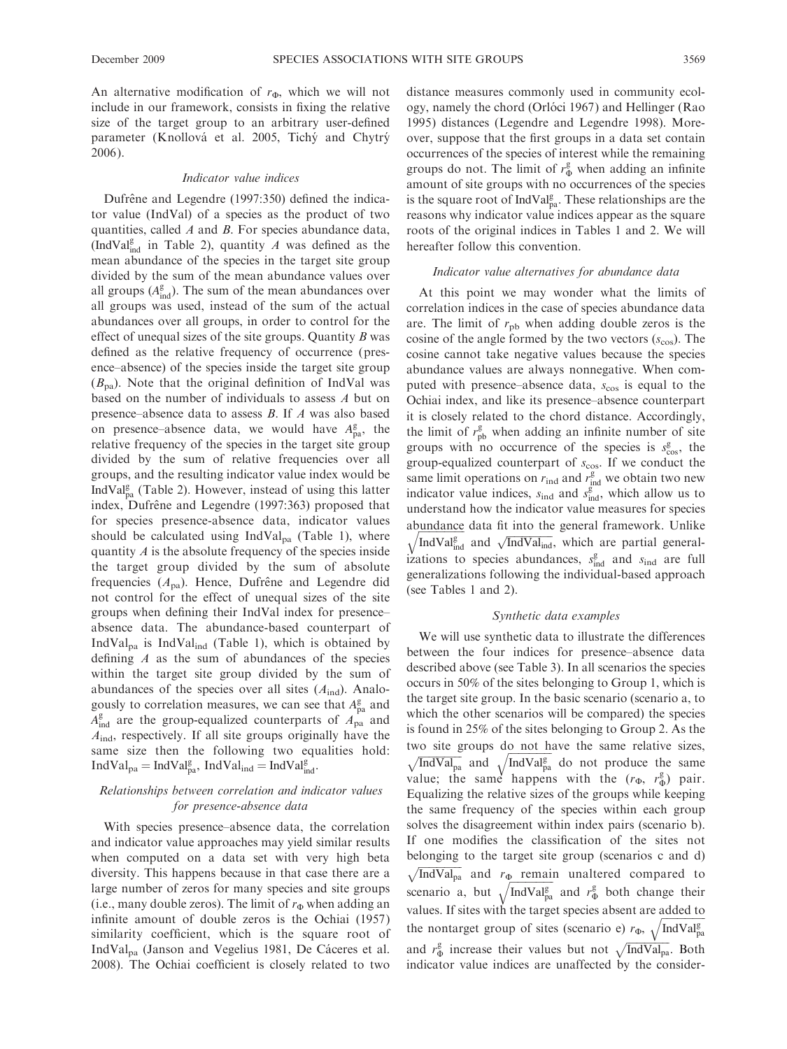An alternative modification of $r_\Phi$, which we will not include in our framework, consists in fixing the relative size of the target group to an arbitrary user-defined parameter (Knollová et al. 2005, Tichý and Chytrý 2006).

### Indicator value indices

Dufrêne and Legendre (1997:350) defined the indicator value (IndVal) of a species as the product of two quantities, called $A$ and $B$. For species abundance data, ($\text{IndVal}^{\text{g}}_{\text{ind}}$ in Table 2), quantity $A$ was defined as the mean abundance of the species in the target site group divided by the sum of the mean abundance values over all groups ($A^{\text{g}}_{\text{ind}}$). The sum of the mean abundances over all groups was used, instead of the sum of the actual abundances over all groups, in order to control for the effect of unequal sizes of the site groups. Quantity $B$ was defined as the relative frequency of occurrence (presence–absence) of the species inside the target site group ($B_{\text{pa}}$). Note that the original definition of IndVal was based on the number of individuals to assess $A$ but on presence–absence data to assess $B$. If $A$ was also based on presence–absence data, we would have $A^{\text{g}}_{\text{pa}}$, the relative frequency of the species in the target site group divided by the sum of relative frequencies over all groups, and the resulting indicator value index would be $\text{IndVal}^{\text{g}}_{\text{pa}}$ (Table 2). However, instead of using this latter index, Dufrêne and Legendre (1997:363) proposed that for species presence-absence data, indicator values should be calculated using $\text{IndVal}_{\text{pa}}$ (Table 1), where quantity $A$ is the absolute frequency of the species inside the target group divided by the sum of absolute frequencies ($A_{\text{pa}}$). Hence, Dufrêne and Legendre did not control for the effect of unequal sizes of the site groups when defining their IndVal index for presence–absence data. The abundance-based counterpart of $\text{IndVal}_{\text{pa}}$ is $\text{IndVal}_{\text{ind}}$ (Table 1), which is obtained by defining $A$ as the sum of abundances of the species within the target site group divided by the sum of abundances of the species over all sites ($A_{\text{ind}}$). Analogously to correlation measures, we can see that $A^{\text{g}}_{\text{pa}}$ and $A^{\text{g}}_{\text{ind}}$ are the group-equalized counterparts of $A_{\text{pa}}$ and $A_{\text{ind}}$, respectively. If all site groups originally have the same size then the following two equalities hold: $\text{IndVal}_{\text{pa}} = \text{IndVal}^{\text{g}}_{\text{pa}}$, $\text{IndVal}_{\text{ind}} = \text{IndVal}^{\text{g}}_{\text{ind}}$.

### Relationships between correlation and indicator values for presence-absence data

With species presence–absence data, the correlation and indicator value approaches may yield similar results when computed on a data set with very high beta diversity. This happens because in that case there are a large number of zeros for many species and site groups (i.e., many double zeros). The limit of $r_\Phi$ when adding an infinite amount of double zeros is the Ochiai (1957) similarity coefficient, which is the square root of $\text{IndVal}_{\text{pa}}$ (Janson and Vegelius 1981, De Cáceres et al. 2008). The Ochiai coefficient is closely related to two distance measures commonly used in community ecology, namely the chord (Orlóci 1967) and Hellinger (Rao 1995) distances (Legendre and Legendre 1998). Moreover, suppose that the first groups in a data set contain occurrences of the species of interest while the remaining groups do not. The limit of $r^{\text{g}}_\Phi$ when adding an infinite amount of site groups with no occurrences of the species is the square root of $\text{IndVal}^{\text{g}}_{\text{pa}}$. These relationships are the reasons why indicator value indices appear as the square roots of the original indices in Tables 1 and 2. We will hereafter follow this convention.

### Indicator value alternatives for abundance data

At this point we may wonder what the limits of correlation indices in the case of species abundance data are. The limit of $r_{\text{pb}}$ when adding double zeros is the cosine of the angle formed by the two vectors ($s_{\text{cos}}$). The cosine cannot take negative values because the species abundance values are always nonnegative. When computed with presence–absence data, $s_{\text{cos}}$ is equal to the Ochiai index, and like its presence–absence counterpart it is closely related to the chord distance. Accordingly, the limit of $r^{\text{g}}_{\text{pb}}$ when adding an infinite number of site groups with no occurrence of the species is $s^{\text{g}}_{\text{cos}}$, the group-equalized counterpart of $s_{\text{cos}}$. If we conduct the same limit operations on $r_{\text{ind}}$ and $r^{\text{g}}_{\text{ind}}$ we obtain two new indicator value indices, $s_{\text{ind}}$ and $s^{\text{g}}_{\text{ind}}$, which allow us to understand how the indicator value measures for species abundance data fit into the general framework. Unlike $\sqrt{\text{IndVal}^{\text{g}}_{\text{ind}}}$ and $\sqrt{\text{IndVal}_{\text{ind}}}$, which are partial generalizations to species abundances, $s^{\text{g}}_{\text{ind}}$ and $s_{\text{ind}}$ are full generalizations following the individual-based approach (see Tables 1 and 2).

### Synthetic data examples

We will use synthetic data to illustrate the differences between the four indices for presence–absence data described above (see Table 3). In all scenarios the species occurs in 50% of the sites belonging to Group 1, which is the target site group. In the basic scenario (scenario a, to which the other scenarios will be compared) the species is found in 25% of the sites belonging to Group 2. As the two site groups do not have the same relative sizes, $\sqrt{\text{IndVal}_{\text{pa}}}$ and $\sqrt{\text{IndVal}^{\text{g}}_{\text{pa}}}$ do not produce the same value; the same happens with the ($r_\Phi$, $r^{\text{g}}_\Phi$) pair. Equalizing the relative sizes of the groups while keeping the same frequency of the species within each group solves the disagreement within index pairs (scenario b). If one modifies the classification of the sites not belonging to the target site group (scenarios c and d) $\sqrt{\text{IndVal}_{\text{pa}}}$ and $r_\Phi$ remain unaltered compared to scenario a, but $\sqrt{\text{IndVal}^{\text{g}}_{\text{pa}}}$ and $r^{\text{g}}_\Phi$ both change their values. If sites with the target species absent are added to the nontarget group of sites (scenario e) $r_\Phi$, $\sqrt{\text{IndVal}^{\text{g}}_{\text{pa}}}$ and $r^{\text{g}}_\Phi$ increase their values but not $\sqrt{\text{IndVal}_{\text{pa}}}$. Both indicator value indices are unaffected by the consider-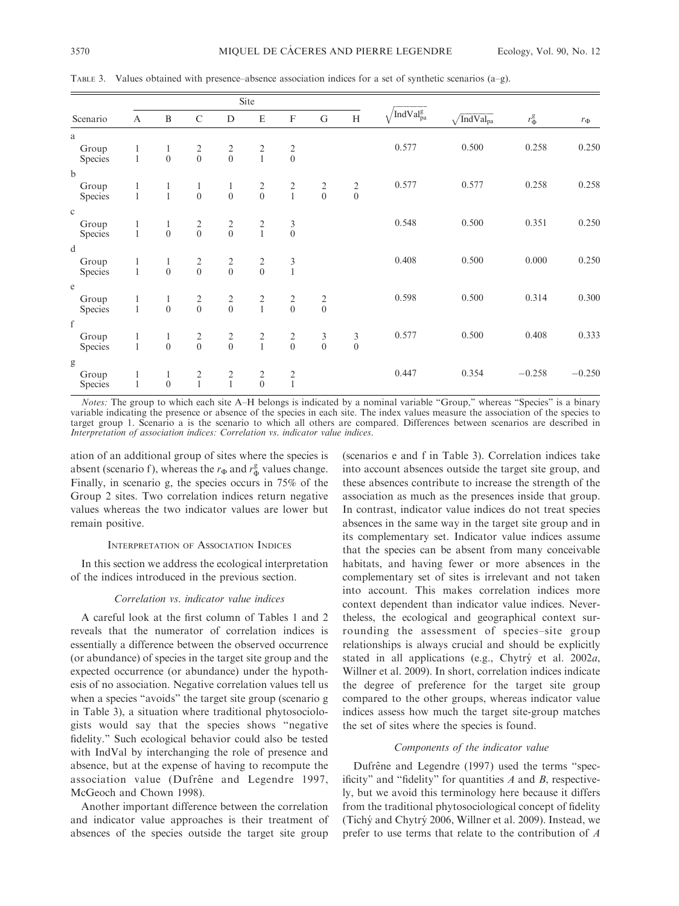TABLE 3. Values obtained with presence–absence association indices for a set of synthetic scenarios (a–g).

| Scenario | Site A | Site B | Site C | Site D | Site E | Site F | Site G | Site H | $\sqrt{\text{IndVal}^{g}_{pa}}$ | $\sqrt{\text{IndVal}_{pa}}$ | $r^{g}_{\Phi}$ | $r_{\Phi}$ |
|---|---|---|---|---|---|---|---|---|---|---|---|---|
| a | | | | | | | | | | | | |
| Group | 1 | 1 | 2 | 2 | 2 | 2 | | | 0.577 | 0.500 | 0.258 | 0.250 |
| Species | 1 | 0 | 0 | 0 | 1 | 0 | | | | | | |
| b | | | | | | | | | | | | |
| Group | 1 | 1 | 1 | 1 | 2 | 2 | 2 | 2 | 0.577 | 0.577 | 0.258 | 0.258 |
| Species | 1 | 1 | 0 | 0 | 0 | 1 | 0 | 0 | | | | |
| c | | | | | | | | | | | | |
| Group | 1 | 1 | 2 | 2 | 2 | 3 | | | 0.548 | 0.500 | 0.351 | 0.250 |
| Species | 1 | 0 | 0 | 0 | 1 | 0 | | | | | | |
| d | | | | | | | | | | | | |
| Group | 1 | 1 | 2 | 2 | 2 | 3 | | | 0.408 | 0.500 | 0.000 | 0.250 |
| Species | 1 | 0 | 0 | 0 | 0 | 1 | | | | | | |
| e | | | | | | | | | | | | |
| Group | 1 | 1 | 2 | 2 | 2 | 2 | 2 | | 0.598 | 0.500 | 0.314 | 0.300 |
| Species | 1 | 0 | 0 | 0 | 1 | 0 | 0 | | | | | |
| f | | | | | | | | | | | | |
| Group | 1 | 1 | 2 | 2 | 2 | 2 | 3 | 3 | 0.577 | 0.500 | 0.408 | 0.333 |
| Species | 1 | 0 | 0 | 0 | 1 | 0 | 0 | 0 | | | | |
| g | | | | | | | | | | | | |
| Group | 1 | 1 | 2 | 2 | 2 | 2 | | | 0.447 | 0.354 | −0.258 | −0.250 |
| Species | 1 | 0 | 1 | 1 | 0 | 1 | | | | | | |

*Notes:* The group to which each site A–H belongs is indicated by a nominal variable "Group," whereas "Species" is a binary variable indicating the presence or absence of the species in each site. The index values measure the association of the species to target group 1. Scenario a is the scenario to which all others are compared. Differences between scenarios are described in *Interpretation of association indices: Correlation vs. indicator value indices*.

ation of an additional group of sites where the species is absent (scenario f), whereas the $r_{\Phi}$ and $r^{g}_{\Phi}$ values change. Finally, in scenario g, the species occurs in 75% of the Group 2 sites. Two correlation indices return negative values whereas the two indicator values are lower but remain positive.

## Interpretation of Association Indices

In this section we address the ecological interpretation of the indices introduced in the previous section.

### *Correlation vs. indicator value indices*

A careful look at the first column of Tables 1 and 2 reveals that the numerator of correlation indices is essentially a difference between the observed occurrence (or abundance) of species in the target site group and the expected occurrence (or abundance) under the hypothesis of no association. Negative correlation values tell us when a species "avoids" the target site group (scenario g in Table 3), a situation where traditional phytosociologists would say that the species shows "negative fidelity." Such ecological behavior could also be tested with IndVal by interchanging the role of presence and absence, but at the expense of having to recompute the association value (Dufrêne and Legendre 1997, McGeoch and Chown 1998).

Another important difference between the correlation and indicator value approaches is their treatment of absences of the species outside the target site group (scenarios e and f in Table 3). Correlation indices take into account absences outside the target site group, and these absences contribute to increase the strength of the association as much as the presences inside that group. In contrast, indicator value indices do not treat species absences in the same way in the target site group and in its complementary set. Indicator value indices assume that the species can be absent from many conceivable habitats, and having fewer or more absences in the complementary set of sites is irrelevant and not taken into account. This makes correlation indices more context dependent than indicator value indices. Nevertheless, the ecological and geographical context surrounding the assessment of species–site group relationships is always crucial and should be explicitly stated in all applications (e.g., Chytrý et al. 2002*a*, Willner et al. 2009). In short, correlation indices indicate the degree of preference for the target site group compared to the other groups, whereas indicator value indices assess how much the target site-group matches the set of sites where the species is found.

### *Components of the indicator value*

Dufrêne and Legendre (1997) used the terms "specificity" and "fidelity" for quantities $A$ and $B$, respectively, but we avoid this terminology here because it differs from the traditional phytosociological concept of fidelity (Tichý and Chytrý 2006, Willner et al. 2009). Instead, we prefer to use terms that relate to the contribution of $A$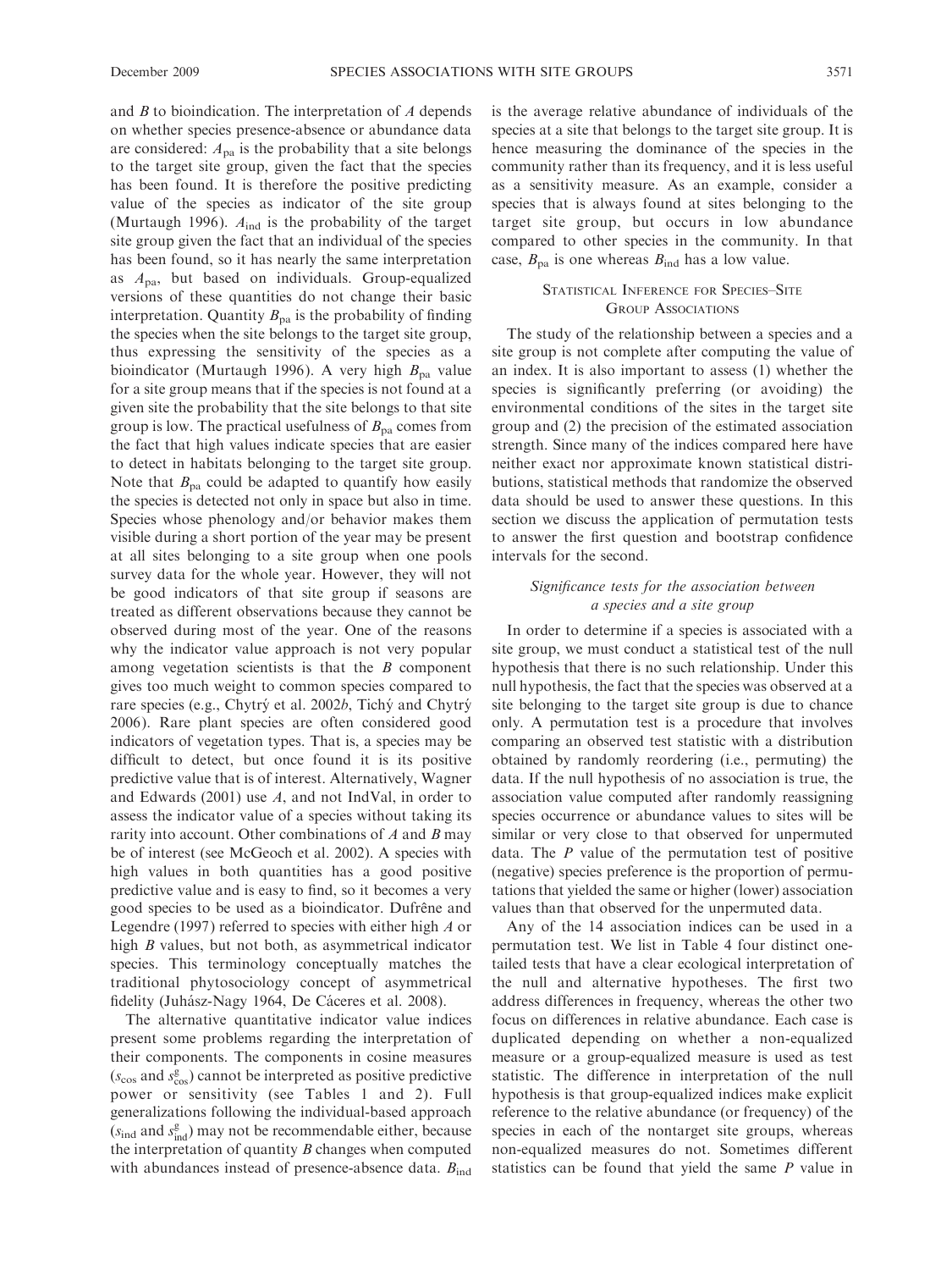and $B$ to bioindication. The interpretation of $A$ depends on whether species presence-absence or abundance data are considered: $A_{pa}$ is the probability that a site belongs to the target site group, given the fact that the species has been found. It is therefore the positive predicting value of the species as indicator of the site group (Murtaugh 1996). $A_{ind}$ is the probability of the target site group given the fact that an individual of the species has been found, so it has nearly the same interpretation as $A_{pa}$, but based on individuals. Group-equalized versions of these quantities do not change their basic interpretation. Quantity $B_{pa}$ is the probability of finding the species when the site belongs to the target site group, thus expressing the sensitivity of the species as a bioindicator (Murtaugh 1996). A very high $B_{pa}$ value for a site group means that if the species is not found at a given site the probability that the site belongs to that site group is low. The practical usefulness of $B_{pa}$ comes from the fact that high values indicate species that are easier to detect in habitats belonging to the target site group. Note that $B_{pa}$ could be adapted to quantify how easily the species is detected not only in space but also in time. Species whose phenology and/or behavior makes them visible during a short portion of the year may be present at all sites belonging to a site group when one pools survey data for the whole year. However, they will not be good indicators of that site group if seasons are treated as different observations because they cannot be observed during most of the year. One of the reasons why the indicator value approach is not very popular among vegetation scientists is that the $B$ component gives too much weight to common species compared to rare species (e.g., Chytrý et al. 2002*b*, Tichý and Chytrý 2006). Rare plant species are often considered good indicators of vegetation types. That is, a species may be difficult to detect, but once found it is its positive predictive value that is of interest. Alternatively, Wagner and Edwards (2001) use $A$, and not IndVal, in order to assess the indicator value of a species without taking its rarity into account. Other combinations of $A$ and $B$ may be of interest (see McGeoch et al. 2002). A species with high values in both quantities has a good positive predictive value and is easy to find, so it becomes a very good species to be used as a bioindicator. Dufrêne and Legendre (1997) referred to species with either high $A$ or high $B$ values, but not both, as asymmetrical indicator species. This terminology conceptually matches the traditional phytosociology concept of asymmetrical fidelity (Juhász-Nagy 1964, De Cáceres et al. 2008).

The alternative quantitative indicator value indices present some problems regarding the interpretation of their components. The components in cosine measures ($s_{cos}$ and $s^{g}_{cos}$) cannot be interpreted as positive predictive power or sensitivity (see Tables 1 and 2). Full generalizations following the individual-based approach ($s_{ind}$ and $s^{g}_{ind}$) may not be recommendable either, because the interpretation of quantity $B$ changes when computed with abundances instead of presence-absence data. $B_{ind}$ is the average relative abundance of individuals of the species at a site that belongs to the target site group. It is hence measuring the dominance of the species in the community rather than its frequency, and it is less useful as a sensitivity measure. As an example, consider a species that is always found at sites belonging to the target site group, but occurs in low abundance compared to other species in the community. In that case, $B_{pa}$ is one whereas $B_{ind}$ has a low value.

## Statistical Inference for Species–Site Group Associations

The study of the relationship between a species and a site group is not complete after computing the value of an index. It is also important to assess (1) whether the species is significantly preferring (or avoiding) the environmental conditions of the sites in the target site group and (2) the precision of the estimated association strength. Since many of the indices compared here have neither exact nor approximate known statistical distributions, statistical methods that randomize the observed data should be used to answer these questions. In this section we discuss the application of permutation tests to answer the first question and bootstrap confidence intervals for the second.

### *Significance tests for the association between a species and a site group*

In order to determine if a species is associated with a site group, we must conduct a statistical test of the null hypothesis that there is no such relationship. Under this null hypothesis, the fact that the species was observed at a site belonging to the target site group is due to chance only. A permutation test is a procedure that involves comparing an observed test statistic with a distribution obtained by randomly reordering (i.e., permuting) the data. If the null hypothesis of no association is true, the association value computed after randomly reassigning species occurrence or abundance values to sites will be similar or very close to that observed for unpermuted data. The $P$ value of the permutation test of positive (negative) species preference is the proportion of permutations that yielded the same or higher (lower) association values than that observed for the unpermuted data.

Any of the 14 association indices can be used in a permutation test. We list in Table 4 four distinct one-tailed tests that have a clear ecological interpretation of the null and alternative hypotheses. The first two address differences in frequency, whereas the other two focus on differences in relative abundance. Each case is duplicated depending on whether a non-equalized measure or a group-equalized measure is used as test statistic. The difference in interpretation of the null hypothesis is that group-equalized indices make explicit reference to the relative abundance (or frequency) of the species in each of the nontarget site groups, whereas non-equalized measures do not. Sometimes different statistics can be found that yield the same $P$ value in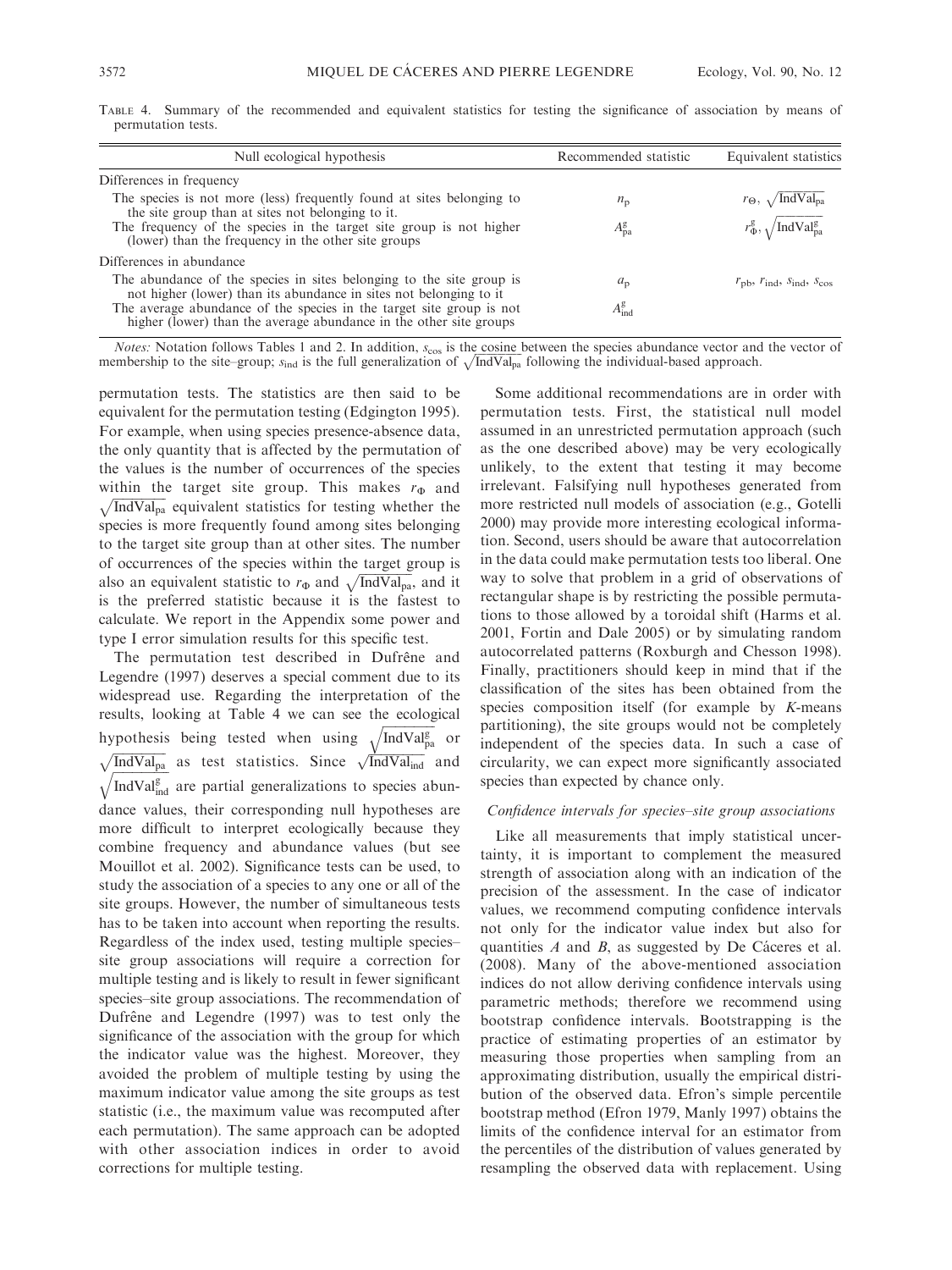TABLE 4. Summary of the recommended and equivalent statistics for testing the significance of association by means of permutation tests.

| Null ecological hypothesis | Recommended statistic | Equivalent statistics |
|---|---|---|
| Differences in frequency | | |
| The species is not more (less) frequently found at sites belonging to the site group than at sites not belonging to it. | $n_p$ | $r_\Theta$, $\sqrt{\mathrm{IndVal_{pa}}}$ |
| The frequency of the species in the target site group is not higher (lower) than the frequency in the other site groups | $A^g_{pa}$ | $r^g_\Phi$, $\sqrt{\mathrm{IndVal^g_{pa}}}$ |
| Differences in abundance | | |
| The abundance of the species in sites belonging to the site group is not higher (lower) than its abundance in sites not belonging to it | $a_p$ | $r_{pb}$, $r_{ind}$, $s_{ind}$, $s_{cos}$ |
| The average abundance of the species in the target site group is not higher (lower) than the average abundance in the other site groups | $A^g_{ind}$ | |

*Notes:* Notation follows Tables 1 and 2. In addition, $s_{cos}$ is the cosine between the species abundance vector and the vector of membership to the site–group; $s_{ind}$ is the full generalization of $\sqrt{\mathrm{IndVal_{pa}}}$ following the individual-based approach.

permutation tests. The statistics are then said to be equivalent for the permutation testing (Edgington 1995). For example, when using species presence-absence data, the only quantity that is affected by the permutation of the values is the number of occurrences of the species within the target site group. This makes $r_\Phi$ and $\sqrt{\mathrm{IndVal_{pa}}}$ equivalent statistics for testing whether the species is more frequently found among sites belonging to the target site group than at other sites. The number of occurrences of the species within the target group is also an equivalent statistic to $r_\Phi$ and $\sqrt{\mathrm{IndVal_{pa}}}$, and it is the preferred statistic because it is the fastest to calculate. We report in the Appendix some power and type I error simulation results for this specific test.

The permutation test described in Dufrêne and Legendre (1997) deserves a special comment due to its widespread use. Regarding the interpretation of the results, looking at Table 4 we can see the ecological hypothesis being tested when using $\sqrt{\mathrm{IndVal^g_{pa}}}$ or $\sqrt{\mathrm{IndVal_{pa}}}$ as test statistics. Since $\sqrt{\mathrm{IndVal_{ind}}}$ and $\sqrt{\mathrm{IndVal^g_{ind}}}$ are partial generalizations to species abundance values, their corresponding null hypotheses are more difficult to interpret ecologically because they combine frequency and abundance values (but see Mouillot et al. 2002). Significance tests can be used, to study the association of a species to any one or all of the site groups. However, the number of simultaneous tests has to be taken into account when reporting the results. Regardless of the index used, testing multiple species–site group associations will require a correction for multiple testing and is likely to result in fewer significant species–site group associations. The recommendation of Dufrêne and Legendre (1997) was to test only the significance of the association with the group for which the indicator value was the highest. Moreover, they avoided the problem of multiple testing by using the maximum indicator value among the site groups as test statistic (i.e., the maximum value was recomputed after each permutation). The same approach can be adopted with other association indices in order to avoid corrections for multiple testing.

Some additional recommendations are in order with permutation tests. First, the statistical null model assumed in an unrestricted permutation approach (such as the one described above) may be very ecologically unlikely, to the extent that testing it may become irrelevant. Falsifying null hypotheses generated from more restricted null models of association (e.g., Gotelli 2000) may provide more interesting ecological information. Second, users should be aware that autocorrelation in the data could make permutation tests too liberal. One way to solve that problem in a grid of observations of rectangular shape is by restricting the possible permutations to those allowed by a toroidal shift (Harms et al. 2001, Fortin and Dale 2005) or by simulating random autocorrelated patterns (Roxburgh and Chesson 1998). Finally, practitioners should keep in mind that if the classification of the sites has been obtained from the species composition itself (for example by *K*-means partitioning), the site groups would not be completely independent of the species data. In such a case of circularity, we can expect more significantly associated species than expected by chance only.

### *Confidence intervals for species–site group associations*

Like all measurements that imply statistical uncertainty, it is important to complement the measured strength of association along with an indication of the precision of the assessment. In the case of indicator values, we recommend computing confidence intervals not only for the indicator value index but also for quantities *A* and *B*, as suggested by De Cáceres et al. (2008). Many of the above-mentioned association indices do not allow deriving confidence intervals using parametric methods; therefore we recommend using bootstrap confidence intervals. Bootstrapping is the practice of estimating properties of an estimator by measuring those properties when sampling from an approximating distribution, usually the empirical distribution of the observed data. Efron's simple percentile bootstrap method (Efron 1979, Manly 1997) obtains the limits of the confidence interval for an estimator from the percentiles of the distribution of values generated by resampling the observed data with replacement. Using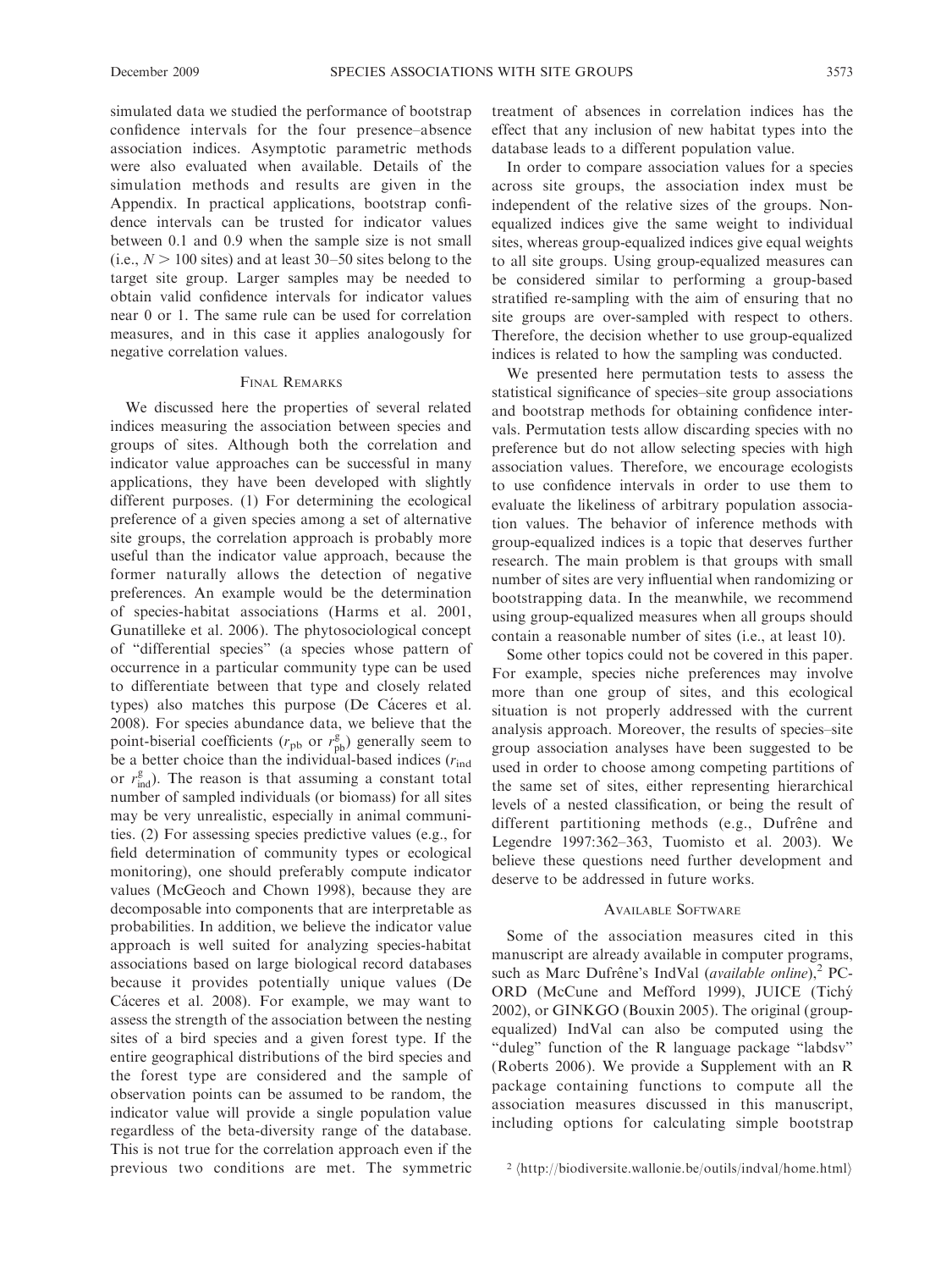simulated data we studied the performance of bootstrap confidence intervals for the four presence–absence association indices. Asymptotic parametric methods were also evaluated when available. Details of the simulation methods and results are given in the Appendix. In practical applications, bootstrap confidence intervals can be trusted for indicator values between 0.1 and 0.9 when the sample size is not small (i.e., $N > 100$ sites) and at least 30–50 sites belong to the target site group. Larger samples may be needed to obtain valid confidence intervals for indicator values near 0 or 1. The same rule can be used for correlation measures, and in this case it applies analogously for negative correlation values.

## Final Remarks

We discussed here the properties of several related indices measuring the association between species and groups of sites. Although both the correlation and indicator value approaches can be successful in many applications, they have been developed with slightly different purposes. (1) For determining the ecological preference of a given species among a set of alternative site groups, the correlation approach is probably more useful than the indicator value approach, because the former naturally allows the detection of negative preferences. An example would be the determination of species-habitat associations (Harms et al. 2001, Gunatilleke et al. 2006). The phytosociological concept of "differential species" (a species whose pattern of occurrence in a particular community type can be used to differentiate between that type and closely related types) also matches this purpose (De Cáceres et al. 2008). For species abundance data, we believe that the point-biserial coefficients ($r_{pb}$ or $r_{pb}^{g}$) generally seem to be a better choice than the individual-based indices ($r_{ind}$ or $r_{ind}^{g}$). The reason is that assuming a constant total number of sampled individuals (or biomass) for all sites may be very unrealistic, especially in animal communities. (2) For assessing species predictive values (e.g., for field determination of community types or ecological monitoring), one should preferably compute indicator values (McGeoch and Chown 1998), because they are decomposable into components that are interpretable as probabilities. In addition, we believe the indicator value approach is well suited for analyzing species-habitat associations based on large biological record databases because it provides potentially unique values (De Cáceres et al. 2008). For example, we may want to assess the strength of the association between the nesting sites of a bird species and a given forest type. If the entire geographical distributions of the bird species and the forest type are considered and the sample of observation points can be assumed to be random, the indicator value will provide a single population value regardless of the beta-diversity range of the database. This is not true for the correlation approach even if the previous two conditions are met. The symmetric treatment of absences in correlation indices has the effect that any inclusion of new habitat types into the database leads to a different population value.

In order to compare association values for a species across site groups, the association index must be independent of the relative sizes of the groups. Non-equalized indices give the same weight to individual sites, whereas group-equalized indices give equal weights to all site groups. Using group-equalized measures can be considered similar to performing a group-based stratified re-sampling with the aim of ensuring that no site groups are over-sampled with respect to others. Therefore, the decision whether to use group-equalized indices is related to how the sampling was conducted.

We presented here permutation tests to assess the statistical significance of species–site group associations and bootstrap methods for obtaining confidence intervals. Permutation tests allow discarding species with no preference but do not allow selecting species with high association values. Therefore, we encourage ecologists to use confidence intervals in order to use them to evaluate the likeliness of arbitrary population association values. The behavior of inference methods with group-equalized indices is a topic that deserves further research. The main problem is that groups with small number of sites are very influential when randomizing or bootstrapping data. In the meanwhile, we recommend using group-equalized measures when all groups should contain a reasonable number of sites (i.e., at least 10).

Some other topics could not be covered in this paper. For example, species niche preferences may involve more than one group of sites, and this ecological situation is not properly addressed with the current analysis approach. Moreover, the results of species–site group association analyses have been suggested to be used in order to choose among competing partitions of the same set of sites, either representing hierarchical levels of a nested classification, or being the result of different partitioning methods (e.g., Dufrêne and Legendre 1997:362–363, Tuomisto et al. 2003). We believe these questions need further development and deserve to be addressed in future works.

## Available Software

Some of the association measures cited in this manuscript are already available in computer programs, such as Marc Dufrêne's IndVal (*available online*),[2] PC-ORD (McCune and Mefford 1999), JUICE (Tichý 2002), or GINKGO (Bouxin 2005). The original (group-equalized) IndVal can also be computed using the "duleg" function of the R language package "labdsv" (Roberts 2006). We provide a Supplement with an R package containing functions to compute all the association measures discussed in this manuscript, including options for calculating simple bootstrap

[2] ⟨http://biodiversite.wallonie.be/outils/indval/home.html⟩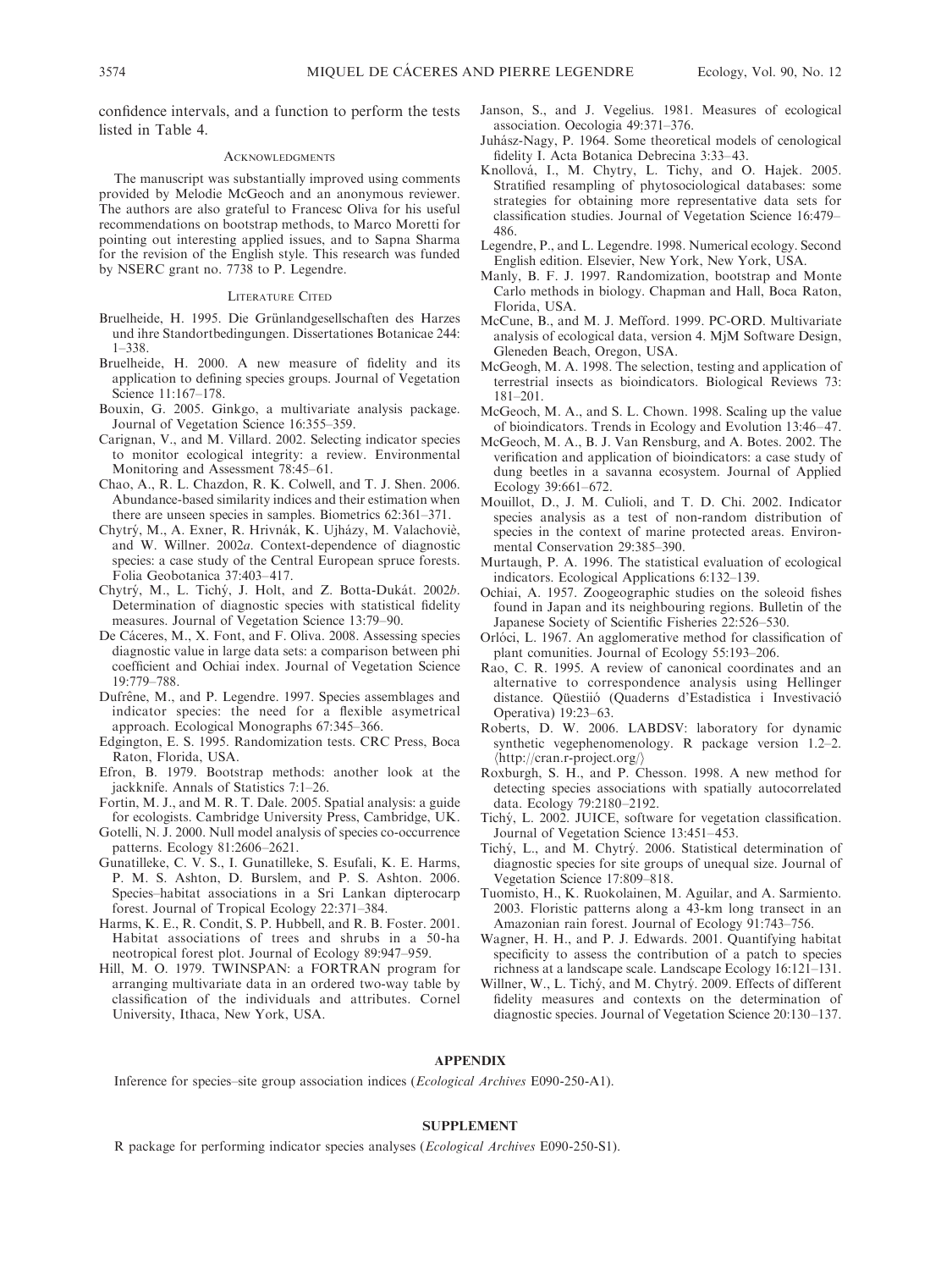confidence intervals, and a function to perform the tests listed in Table 4.

## Acknowledgments

The manuscript was substantially improved using comments provided by Melodie McGeoch and an anonymous reviewer. The authors are also grateful to Francesc Oliva for his useful recommendations on bootstrap methods, to Marco Moretti for pointing out interesting applied issues, and to Sapna Sharma for the revision of the English style. This research was funded by NSERC grant no. 7738 to P. Legendre.

## Literature Cited

Bruelheide, H. 1995. Die Grünlandgesellschaften des Harzes und ihre Standortbedingungen. Dissertationes Botanicae 244: 1–338.

Bruelheide, H. 2000. A new measure of fidelity and its application to defining species groups. Journal of Vegetation Science 11:167–178.

Bouxin, G. 2005. Ginkgo, a multivariate analysis package. Journal of Vegetation Science 16:355–359.

Carignan, V., and M. Villard. 2002. Selecting indicator species to monitor ecological integrity: a review. Environmental Monitoring and Assessment 78:45–61.

Chao, A., R. L. Chazdon, R. K. Colwell, and T. J. Shen. 2006. Abundance-based similarity indices and their estimation when there are unseen species in samples. Biometrics 62:361–371.

Chytrý, M., A. Exner, R. Hrivnák, K. Ujházy, M. Valachovič, and W. Willner. 2002*a*. Context-dependence of diagnostic species: a case study of the Central European spruce forests. Folia Geobotanica 37:403–417.

Chytrý, M., L. Tichý, J. Holt, and Z. Botta-Dukát. 2002*b*. Determination of diagnostic species with statistical fidelity measures. Journal of Vegetation Science 13:79–90.

De Cáceres, M., X. Font, and F. Oliva. 2008. Assessing species diagnostic value in large data sets: a comparison between phi coefficient and Ochiai index. Journal of Vegetation Science 19:779–788.

Dufrêne, M., and P. Legendre. 1997. Species assemblages and indicator species: the need for a flexible asymetrical approach. Ecological Monographs 67:345–366.

Edgington, E. S. 1995. Randomization tests. CRC Press, Boca Raton, Florida, USA.

Efron, B. 1979. Bootstrap methods: another look at the jackknife. Annals of Statistics 7:1–26.

Fortin, M. J., and M. R. T. Dale. 2005. Spatial analysis: a guide for ecologists. Cambridge University Press, Cambridge, UK.

Gotelli, N. J. 2000. Null model analysis of species co-occurrence patterns. Ecology 81:2606–2621.

Gunatilleke, C. V. S., I. Gunatilleke, S. Esufali, K. E. Harms, P. M. S. Ashton, D. Burslem, and P. S. Ashton. 2006. Species–habitat associations in a Sri Lankan dipterocarp forest. Journal of Tropical Ecology 22:371–384.

Harms, K. E., R. Condit, S. P. Hubbell, and R. B. Foster. 2001. Habitat associations of trees and shrubs in a 50-ha neotropical forest plot. Journal of Ecology 89:947–959.

Hill, M. O. 1979. TWINSPAN: a FORTRAN program for arranging multivariate data in an ordered two-way table by classification of the individuals and attributes. Cornel University, Ithaca, New York, USA.

Janson, S., and J. Vegelius. 1981. Measures of ecological association. Oecologia 49:371–376.

Juhász-Nagy, P. 1964. Some theoretical models of cenological fidelity I. Acta Botanica Debrecina 3:33–43.

Knollová, I., M. Chytry, L. Tichy, and O. Hajek. 2005. Stratified resampling of phytosociological databases: some strategies for obtaining more representative data sets for classification studies. Journal of Vegetation Science 16:479–486.

Legendre, P., and L. Legendre. 1998. Numerical ecology. Second English edition. Elsevier, New York, New York, USA.

Manly, B. F. J. 1997. Randomization, bootstrap and Monte Carlo methods in biology. Chapman and Hall, Boca Raton, Florida, USA.

McCune, B., and M. J. Mefford. 1999. PC-ORD. Multivariate analysis of ecological data, version 4. MjM Software Design, Gleneden Beach, Oregon, USA.

McGeogh, M. A. 1998. The selection, testing and application of terrestrial insects as bioindicators. Biological Reviews 73: 181–201.

McGeoch, M. A., and S. L. Chown. 1998. Scaling up the value of bioindicators. Trends in Ecology and Evolution 13:46–47.

McGeoch, M. A., B. J. Van Rensburg, and A. Botes. 2002. The verification and application of bioindicators: a case study of dung beetles in a savanna ecosystem. Journal of Applied Ecology 39:661–672.

Mouillot, D., J. M. Culioli, and T. D. Chi. 2002. Indicator species analysis as a test of non-random distribution of species in the context of marine protected areas. Environmental Conservation 29:385–390.

Murtaugh, P. A. 1996. The statistical evaluation of ecological indicators. Ecological Applications 6:132–139.

Ochiai, A. 1957. Zoogeographic studies on the soleoid fishes found in Japan and its neighbouring regions. Bulletin of the Japanese Society of Scientific Fisheries 22:526–530.

Orlóci, L. 1967. An agglomerative method for classification of plant comunities. Journal of Ecology 55:193–206.

Rao, C. R. 1995. A review of canonical coordinates and an alternative to correspondence analysis using Hellinger distance. Qüestiió (Quaderns d'Estadistica i Investivació Operativa) 19:23–63.

Roberts, D. W. 2006. LABDSV: laboratory for dynamic synthetic vegephenomenology. R package version 1.2–2. ⟨http://cran.r-project.org/⟩

Roxburgh, S. H., and P. Chesson. 1998. A new method for detecting species associations with spatially autocorrelated data. Ecology 79:2180–2192.

Tichý, L. 2002. JUICE, software for vegetation classification. Journal of Vegetation Science 13:451–453.

Tichý, L., and M. Chytrý. 2006. Statistical determination of diagnostic species for site groups of unequal size. Journal of Vegetation Science 17:809–818.

Tuomisto, H., K. Ruokolainen, M. Aguilar, and A. Sarmiento. 2003. Floristic patterns along a 43-km long transect in an Amazonian rain forest. Journal of Ecology 91:743–756.

Wagner, H. H., and P. J. Edwards. 2001. Quantifying habitat specificity to assess the contribution of a patch to species richness at a landscape scale. Landscape Ecology 16:121–131.

Willner, W., L. Tichý, and M. Chytrý. 2009. Effects of different fidelity measures and contexts on the determination of diagnostic species. Journal of Vegetation Science 20:130–137.

## APPENDIX

Inference for species–site group association indices (*Ecological Archives* E090-250-A1).

## SUPPLEMENT

R package for performing indicator species analyses (*Ecological Archives* E090-250-S1).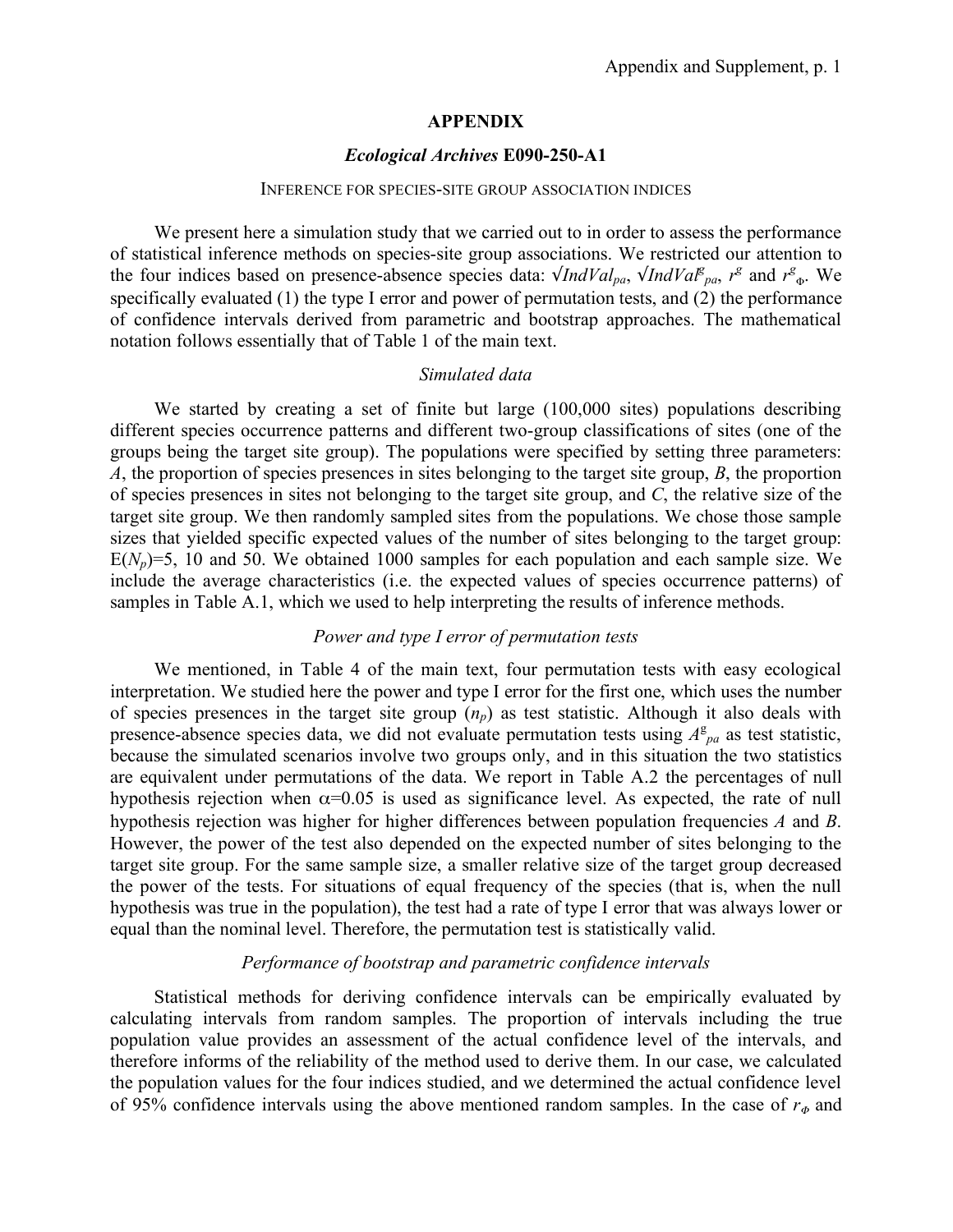## APPENDIX

### *Ecological Archives* E090-250-A1

INFERENCE FOR SPECIES-SITE GROUP ASSOCIATION INDICES

We present here a simulation study that we carried out to in order to assess the performance of statistical inference methods on species-site group associations. We restricted our attention to the four indices based on presence-absence species data: $\sqrt{IndVal_{pa}}$, $\sqrt{IndVal^{g}_{pa}}$, $r^g$ and $r^g_{\Phi}$. We specifically evaluated (1) the type I error and power of permutation tests, and (2) the performance of confidence intervals derived from parametric and bootstrap approaches. The mathematical notation follows essentially that of Table 1 of the main text.

#### *Simulated data*

We started by creating a set of finite but large (100,000 sites) populations describing different species occurrence patterns and different two-group classifications of sites (one of the groups being the target site group). The populations were specified by setting three parameters: *A*, the proportion of species presences in sites belonging to the target site group, *B*, the proportion of species presences in sites not belonging to the target site group, and *C*, the relative size of the target site group. We then randomly sampled sites from the populations. We chose those sample sizes that yielded specific expected values of the number of sites belonging to the target group: $E(N_p)$=5, 10 and 50. We obtained 1000 samples for each population and each sample size. We include the average characteristics (i.e. the expected values of species occurrence patterns) of samples in Table A.1, which we used to help interpreting the results of inference methods.

#### *Power and type I error of permutation tests*

We mentioned, in Table 4 of the main text, four permutation tests with easy ecological interpretation. We studied here the power and type I error for the first one, which uses the number of species presences in the target site group ($n_p$) as test statistic. Although it also deals with presence-absence species data, we did not evaluate permutation tests using $A^{g}_{pa}$ as test statistic, because the simulated scenarios involve two groups only, and in this situation the two statistics are equivalent under permutations of the data. We report in Table A.2 the percentages of null hypothesis rejection when $\alpha$=0.05 is used as significance level. As expected, the rate of null hypothesis rejection was higher for higher differences between population frequencies *A* and *B*. However, the power of the test also depended on the expected number of sites belonging to the target site group. For the same sample size, a smaller relative size of the target group decreased the power of the tests. For situations of equal frequency of the species (that is, when the null hypothesis was true in the population), the test had a rate of type I error that was always lower or equal than the nominal level. Therefore, the permutation test is statistically valid.

#### *Performance of bootstrap and parametric confidence intervals*

Statistical methods for deriving confidence intervals can be empirically evaluated by calculating intervals from random samples. The proportion of intervals including the true population value provides an assessment of the actual confidence level of the intervals, and therefore informs of the reliability of the method used to derive them. In our case, we calculated the population values for the four indices studied, and we determined the actual confidence level of 95% confidence intervals using the above mentioned random samples. In the case of $r_{\Phi}$ and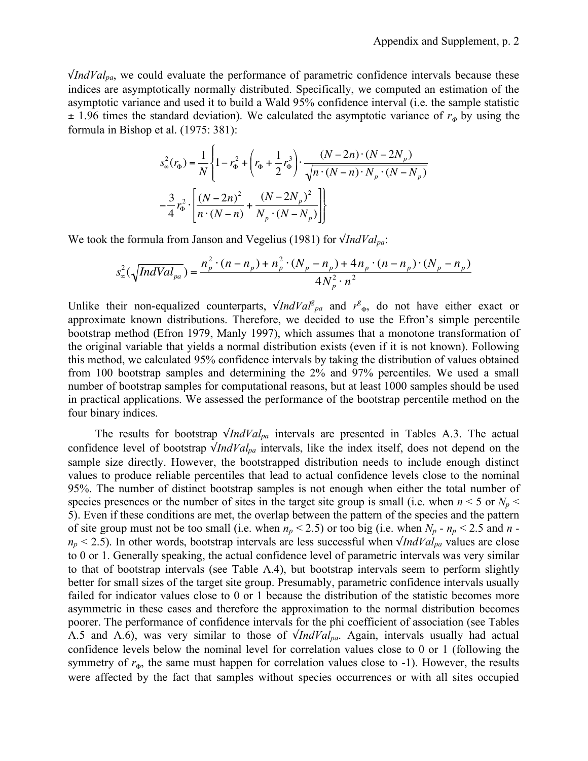$\sqrt{IndVal_{pa}}$, we could evaluate the performance of parametric confidence intervals because these indices are asymptotically normally distributed. Specifically, we computed an estimation of the asymptotic variance and used it to build a Wald 95% confidence interval (i.e. the sample statistic ± 1.96 times the standard deviation). We calculated the asymptotic variance of $r_\Phi$ by using the formula in Bishop et al. (1975: 381):

$$s^2_\infty(r_\Phi) = \frac{1}{N}\left\{1 - r_\Phi^2 + \left(r_\Phi + \frac{1}{2}r_\Phi^3\right)\cdot\frac{(N-2n)\cdot(N-2N_p)}{\sqrt{n\cdot(N-n)\cdot N_p\cdot(N-N_p)}} - \frac{3}{4}r_\Phi^2\cdot\left[\frac{(N-2n)^2}{n\cdot(N-n)} + \frac{(N-2N_p)^2}{N_p\cdot(N-N_p)}\right]\right\}$$

We took the formula from Janson and Vegelius (1981) for $\sqrt{IndVal_{pa}}$:

$$s^2_\infty(\sqrt{IndVal_{pa}}) = \frac{n_p^2\cdot(n-n_p) + n_p^2\cdot(N_p-n_p) + 4n_p\cdot(n-n_p)\cdot(N_p-n_p)}{4N_p^2\cdot n^2}$$

Unlike their non-equalized counterparts, $\sqrt{IndVal^g_{pa}}$ and $r^g_\Phi$, do not have either exact or approximate known distributions. Therefore, we decided to use the Efron's simple percentile bootstrap method (Efron 1979, Manly 1997), which assumes that a monotone transformation of the original variable that yields a normal distribution exists (even if it is not known). Following this method, we calculated 95% confidence intervals by taking the distribution of values obtained from 100 bootstrap samples and determining the 2% and 97% percentiles. We used a small number of bootstrap samples for computational reasons, but at least 1000 samples should be used in practical applications. We assessed the performance of the bootstrap percentile method on the four binary indices.

The results for bootstrap $\sqrt{IndVal_{pa}}$ intervals are presented in Tables A.3. The actual confidence level of bootstrap $\sqrt{IndVal_{pa}}$ intervals, like the index itself, does not depend on the sample size directly. However, the bootstrapped distribution needs to include enough distinct values to produce reliable percentiles that lead to actual confidence levels close to the nominal 95%. The number of distinct bootstrap samples is not enough when either the total number of species presences or the number of sites in the target site group is small (i.e. when $n < 5$ or $N_p < 5$). Even if these conditions are met, the overlap between the pattern of the species and the pattern of site group must not be too small (i.e. when $n_p < 2.5$) or too big (i.e. when $N_p - n_p < 2.5$ and $n - n_p < 2.5$). In other words, bootstrap intervals are less successful when $\sqrt{IndVal_{pa}}$ values are close to 0 or 1. Generally speaking, the actual confidence level of parametric intervals was very similar to that of bootstrap intervals (see Table A.4), but bootstrap intervals seem to perform slightly better for small sizes of the target site group. Presumably, parametric confidence intervals usually failed for indicator values close to 0 or 1 because the distribution of the statistic becomes more asymmetric in these cases and therefore the approximation to the normal distribution becomes poorer. The performance of confidence intervals for the phi coefficient of association (see Tables A.5 and A.6), was very similar to those of $\sqrt{IndVal_{pa}}$. Again, intervals usually had actual confidence levels below the nominal level for correlation values close to 0 or 1 (following the symmetry of $r_\Phi$, the same must happen for correlation values close to -1). However, the results were affected by the fact that samples without species occurrences or with all sites occupied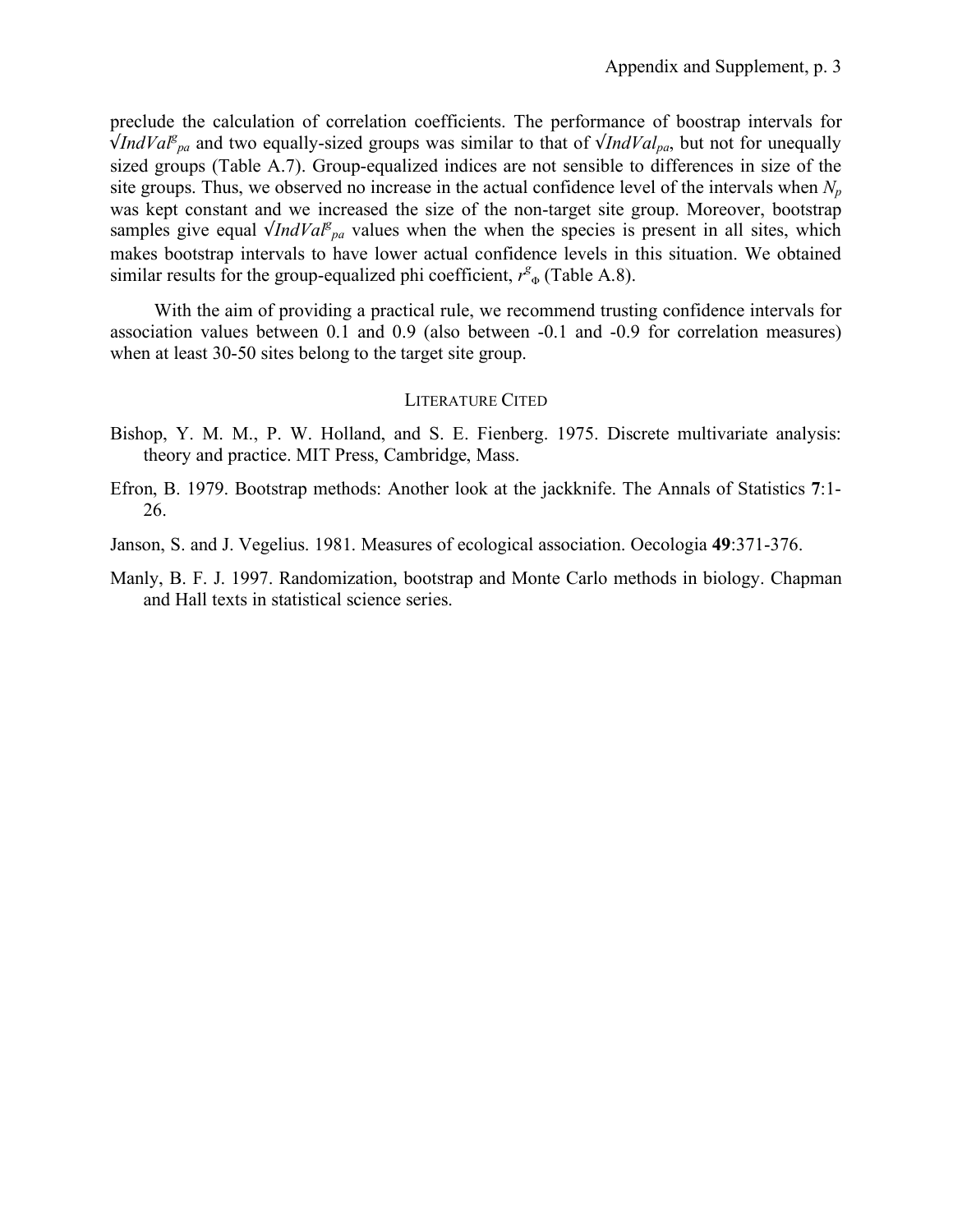preclude the calculation of correlation coefficients. The performance of boostrap intervals for $\sqrt{IndVal^{g}_{pa}}$ and two equally-sized groups was similar to that of $\sqrt{IndVal_{pa}}$, but not for unequally sized groups (Table A.7). Group-equalized indices are not sensible to differences in size of the site groups. Thus, we observed no increase in the actual confidence level of the intervals when $N_p$ was kept constant and we increased the size of the non-target site group. Moreover, bootstrap samples give equal $\sqrt{IndVal^{g}_{pa}}$ values when the when the species is present in all sites, which makes bootstrap intervals to have lower actual confidence levels in this situation. We obtained similar results for the group-equalized phi coefficient, $r^{g}_{\Phi}$ (Table A.8).

With the aim of providing a practical rule, we recommend trusting confidence intervals for association values between 0.1 and 0.9 (also between -0.1 and -0.9 for correlation measures) when at least 30-50 sites belong to the target site group.

## LITERATURE CITED

Bishop, Y. M. M., P. W. Holland, and S. E. Fienberg. 1975. Discrete multivariate analysis: theory and practice. MIT Press, Cambridge, Mass.

Efron, B. 1979. Bootstrap methods: Another look at the jackknife. The Annals of Statistics **7**:1-26.

Janson, S. and J. Vegelius. 1981. Measures of ecological association. Oecologia **49**:371-376.

Manly, B. F. J. 1997. Randomization, bootstrap and Monte Carlo methods in biology. Chapman and Hall texts in statistical science series.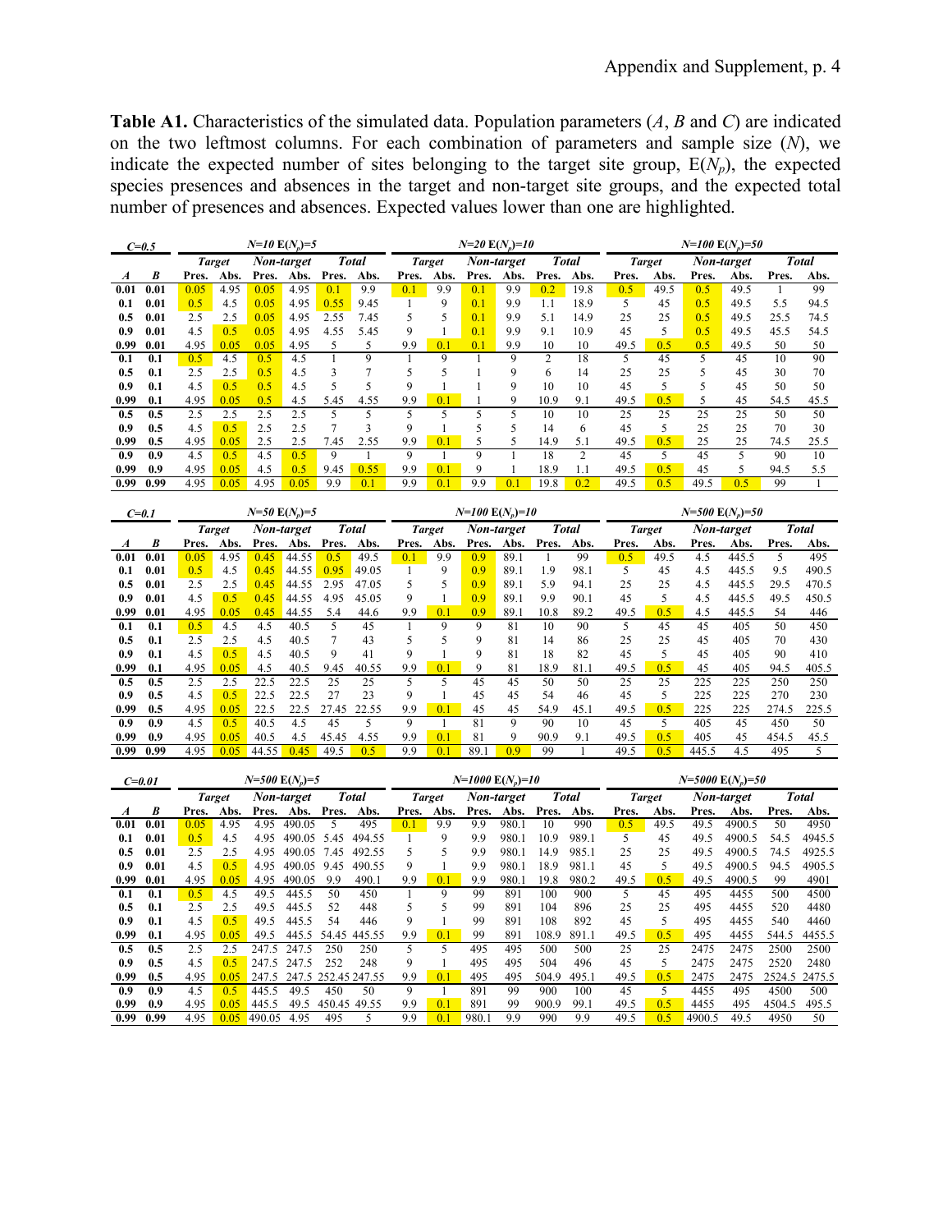**Table A1.** Characteristics of the simulated data. Population parameters (*A*, *B* and *C*) are indicated on the two leftmost columns. For each combination of parameters and sample size (*N*), we indicate the expected number of sites belonging to the target site group, $E(N_p)$, the expected species presences and absences in the target and non-target site groups, and the expected total number of presences and absences. Expected values lower than one are highlighted.

| *C*=0.5 | | *N*=10 $E(N_p)$=5 | | | | | | *N*=20 $E(N_p)$=10 | | | | | | *N*=100 $E(N_p)$=50 | | | | | |
|---|---|---|---|---|---|---|---|---|---|---|---|---|---|---|---|---|---|---|---|
| | | *Target* | | *Non-target* | | *Total* | | *Target* | | *Non-target* | | *Total* | | *Target* | | *Non-target* | | *Total* | |
| *A* | *B* | Pres. | Abs. | Pres. | Abs. | Pres. | Abs. | Pres. | Abs. | Pres. | Abs. | Pres. | Abs. | Pres. | Abs. | Pres. | Abs. | Pres. | Abs. |
| 0.01 | 0.01 | 0.05 | 4.95 | 0.05 | 4.95 | 0.1 | 9.9 | 0.1 | 9.9 | 0.1 | 9.9 | 0.2 | 19.8 | 0.5 | 49.5 | 0.5 | 49.5 | 1 | 99 |
| 0.1 | 0.01 | 0.5 | 4.5 | 0.05 | 4.95 | 0.55 | 9.45 | 1 | 9 | 0.1 | 9.9 | 1.1 | 18.9 | 5 | 45 | 0.5 | 49.5 | 5.5 | 94.5 |
| 0.5 | 0.01 | 2.5 | 2.5 | 0.05 | 4.95 | 2.55 | 7.45 | 5 | 5 | 0.1 | 9.9 | 5.1 | 14.9 | 25 | 25 | 0.5 | 49.5 | 25.5 | 74.5 |
| 0.9 | 0.01 | 4.5 | 0.5 | 0.05 | 4.95 | 4.55 | 5.45 | 9 | 1 | 0.1 | 9.9 | 9.1 | 10.9 | 45 | 5 | 0.5 | 49.5 | 45.5 | 54.5 |
| 0.99 | 0.01 | 4.95 | 0.05 | 0.05 | 4.95 | 5 | 5 | 9.9 | 0.1 | 0.1 | 9.9 | 10 | 10 | 49.5 | 0.5 | 0.5 | 49.5 | 50 | 50 |
| 0.1 | 0.1 | 0.5 | 4.5 | 0.5 | 4.5 | 1 | 9 | 1 | 9 | 1 | 9 | 2 | 18 | 5 | 45 | 5 | 45 | 10 | 90 |
| 0.5 | 0.1 | 2.5 | 2.5 | 0.5 | 4.5 | 3 | 7 | 5 | 5 | 1 | 9 | 6 | 14 | 25 | 25 | 5 | 45 | 30 | 70 |
| 0.9 | 0.1 | 4.5 | 0.5 | 0.5 | 4.5 | 5 | 5 | 9 | 1 | 1 | 9 | 10 | 10 | 45 | 5 | 5 | 45 | 50 | 50 |
| 0.99 | 0.1 | 4.95 | 0.05 | 0.5 | 4.5 | 5.45 | 4.55 | 9.9 | 0.1 | 1 | 9 | 10.9 | 9.1 | 49.5 | 0.5 | 5 | 45 | 54.5 | 45.5 |
| 0.5 | 0.5 | 2.5 | 2.5 | 2.5 | 2.5 | 5 | 5 | 5 | 5 | 5 | 5 | 10 | 10 | 25 | 25 | 25 | 25 | 50 | 50 |
| 0.9 | 0.5 | 4.5 | 0.5 | 2.5 | 2.5 | 7 | 3 | 9 | 1 | 5 | 5 | 14 | 6 | 45 | 5 | 25 | 25 | 70 | 30 |
| 0.99 | 0.5 | 4.95 | 0.05 | 2.5 | 2.5 | 7.45 | 2.55 | 9.9 | 0.1 | 5 | 5 | 14.9 | 5.1 | 49.5 | 0.5 | 25 | 25 | 74.5 | 25.5 |
| 0.9 | 0.9 | 4.5 | 0.5 | 4.5 | 0.5 | 9 | 1 | 9 | 1 | 9 | 1 | 18 | 2 | 45 | 5 | 45 | 5 | 90 | 10 |
| 0.99 | 0.9 | 4.95 | 0.05 | 4.5 | 0.5 | 9.45 | 0.55 | 9.9 | 0.1 | 9 | 1 | 18.9 | 1.1 | 49.5 | 0.5 | 45 | 5 | 94.5 | 5.5 |
| 0.99 | 0.99 | 4.95 | 0.05 | 4.95 | 0.05 | 9.9 | 0.1 | 9.9 | 0.1 | 9.9 | 0.1 | 19.8 | 0.2 | 49.5 | 0.5 | 49.5 | 0.5 | 99 | 1 |

| *C*=0.1 | | *N*=50 $E(N_p)$=5 | | | | | | *N*=100 $E(N_p)$=10 | | | | | | *N*=500 $E(N_p)$=50 | | | | | |
|---|---|---|---|---|---|---|---|---|---|---|---|---|---|---|---|---|---|---|---|
| | | *Target* | | *Non-target* | | *Total* | | *Target* | | *Non-target* | | *Total* | | *Target* | | *Non-target* | | *Total* | |
| *A* | *B* | Pres. | Abs. | Pres. | Abs. | Pres. | Abs. | Pres. | Abs. | Pres. | Abs. | Pres. | Abs. | Pres. | Abs. | Pres. | Abs. | Pres. | Abs. |
| 0.01 | 0.01 | 0.05 | 4.95 | 0.45 | 44.55 | 0.5 | 49.5 | 0.1 | 9.9 | 0.9 | 89.1 | 1 | 99 | 0.5 | 49.5 | 4.5 | 445.5 | 5 | 495 |
| 0.1 | 0.01 | 0.5 | 4.5 | 0.45 | 44.55 | 0.95 | 49.05 | 1 | 9 | 0.9 | 89.1 | 1.9 | 98.1 | 5 | 45 | 4.5 | 445.5 | 9.5 | 490.5 |
| 0.5 | 0.01 | 2.5 | 2.5 | 0.45 | 44.55 | 2.95 | 47.05 | 5 | 5 | 0.9 | 89.1 | 5.9 | 94.1 | 25 | 25 | 4.5 | 445.5 | 29.5 | 470.5 |
| 0.9 | 0.01 | 4.5 | 0.5 | 0.45 | 44.55 | 4.95 | 45.05 | 9 | 1 | 0.9 | 89.1 | 9.9 | 90.1 | 45 | 5 | 4.5 | 445.5 | 49.5 | 450.5 |
| 0.99 | 0.01 | 4.95 | 0.05 | 0.45 | 44.55 | 5.4 | 44.6 | 9.9 | 0.1 | 0.9 | 89.1 | 10.8 | 89.2 | 49.5 | 0.5 | 4.5 | 445.5 | 54 | 446 |
| 0.1 | 0.1 | 0.5 | 4.5 | 4.5 | 40.5 | 5 | 45 | 1 | 9 | 9 | 81 | 10 | 90 | 5 | 45 | 45 | 405 | 50 | 450 |
| 0.5 | 0.1 | 2.5 | 2.5 | 4.5 | 40.5 | 7 | 43 | 5 | 5 | 9 | 81 | 14 | 86 | 25 | 25 | 45 | 405 | 70 | 430 |
| 0.9 | 0.1 | 4.5 | 0.5 | 4.5 | 40.5 | 9 | 41 | 9 | 1 | 9 | 81 | 18 | 82 | 45 | 5 | 45 | 405 | 90 | 410 |
| 0.99 | 0.1 | 4.95 | 0.05 | 4.5 | 40.5 | 9.45 | 40.55 | 9.9 | 0.1 | 9 | 81 | 18.9 | 81.1 | 49.5 | 0.5 | 45 | 405 | 94.5 | 405.5 |
| 0.5 | 0.5 | 2.5 | 2.5 | 22.5 | 22.5 | 25 | 25 | 5 | 5 | 45 | 45 | 50 | 50 | 25 | 25 | 225 | 225 | 250 | 250 |
| 0.9 | 0.5 | 4.5 | 0.5 | 22.5 | 22.5 | 27 | 23 | 9 | 1 | 45 | 45 | 54 | 46 | 45 | 5 | 225 | 225 | 270 | 230 |
| 0.99 | 0.5 | 4.95 | 0.05 | 22.5 | 22.5 | 27.45 | 22.55 | 9.9 | 0.1 | 45 | 45 | 54.9 | 45.1 | 49.5 | 0.5 | 225 | 225 | 274.5 | 225.5 |
| 0.9 | 0.9 | 4.5 | 0.5 | 40.5 | 4.5 | 45 | 5 | 9 | 1 | 81 | 9 | 90 | 10 | 45 | 5 | 405 | 45 | 450 | 50 |
| 0.99 | 0.9 | 4.95 | 0.05 | 40.5 | 4.5 | 45.45 | 4.55 | 9.9 | 0.1 | 81 | 9 | 90.9 | 9.1 | 49.5 | 0.5 | 405 | 45 | 454.5 | 45.5 |
| 0.99 | 0.99 | 4.95 | 0.05 | 44.55 | 0.45 | 49.5 | 0.5 | 9.9 | 0.1 | 89.1 | 0.9 | 99 | 1 | 49.5 | 0.5 | 445.5 | 4.5 | 495 | 5 |

| *C*=0.01 | | *N*=500 $E(N_p)$=5 | | | | | | *N*=1000 $E(N_p)$=10 | | | | | | *N*=5000 $E(N_p)$=50 | | | | | |
|---|---|---|---|---|---|---|---|---|---|---|---|---|---|---|---|---|---|---|---|
| | | *Target* | | *Non-target* | | *Total* | | *Target* | | *Non-target* | | *Total* | | *Target* | | *Non-target* | | *Total* | |
| *A* | *B* | Pres. | Abs. | Pres. | Abs. | Pres. | Abs. | Pres. | Abs. | Pres. | Abs. | Pres. | Abs. | Pres. | Abs. | Pres. | Abs. | Pres. | Abs. |
| 0.01 | 0.01 | 0.05 | 4.95 | 4.95 | 490.05 | 5 | 495 | 0.1 | 9.9 | 9.9 | 980.1 | 10 | 990 | 0.5 | 49.5 | 49.5 | 4900.5 | 50 | 4950 |
| 0.1 | 0.01 | 0.5 | 4.5 | 4.95 | 490.05 | 5.45 | 494.55 | 1 | 9 | 9.9 | 980.1 | 10.9 | 989.1 | 5 | 45 | 49.5 | 4900.5 | 54.5 | 4945.5 |
| 0.5 | 0.01 | 2.5 | 2.5 | 4.95 | 490.05 | 7.45 | 492.55 | 5 | 5 | 9.9 | 980.1 | 14.9 | 985.1 | 25 | 25 | 49.5 | 4900.5 | 74.5 | 4925.5 |
| 0.9 | 0.01 | 4.5 | 0.5 | 4.95 | 490.05 | 9.45 | 490.55 | 9 | 1 | 9.9 | 980.1 | 18.9 | 981.1 | 45 | 5 | 49.5 | 4900.5 | 94.5 | 4905.5 |
| 0.99 | 0.01 | 4.95 | 0.05 | 4.95 | 490.05 | 9.9 | 490.1 | 9.9 | 0.1 | 9.9 | 980.1 | 19.8 | 980.2 | 49.5 | 0.5 | 49.5 | 4900.5 | 99 | 4901 |
| 0.1 | 0.1 | 0.5 | 4.5 | 49.5 | 445.5 | 50 | 450 | 1 | 9 | 99 | 891 | 100 | 900 | 5 | 45 | 495 | 4455 | 500 | 4500 |
| 0.5 | 0.1 | 2.5 | 2.5 | 49.5 | 445.5 | 52 | 448 | 5 | 5 | 99 | 891 | 104 | 896 | 25 | 25 | 495 | 4455 | 520 | 4480 |
| 0.9 | 0.1 | 4.5 | 0.5 | 49.5 | 445.5 | 54 | 446 | 9 | 1 | 99 | 891 | 108 | 892 | 45 | 5 | 495 | 4455 | 540 | 4460 |
| 0.99 | 0.1 | 4.95 | 0.05 | 49.5 | 445.5 | 54.45 | 445.55 | 9.9 | 0.1 | 99 | 891 | 108.9 | 891.1 | 49.5 | 0.5 | 495 | 4455 | 544.5 | 4455.5 |
| 0.5 | 0.5 | 2.5 | 2.5 | 247.5 | 247.5 | 250 | 250 | 5 | 5 | 495 | 495 | 500 | 500 | 25 | 25 | 2475 | 2475 | 2500 | 2500 |
| 0.9 | 0.5 | 4.5 | 0.5 | 247.5 | 247.5 | 252 | 248 | 9 | 1 | 495 | 495 | 504 | 496 | 45 | 5 | 2475 | 2475 | 2520 | 2480 |
| 0.99 | 0.5 | 4.95 | 0.05 | 247.5 | 247.5 | 252.45 | 247.55 | 9.9 | 0.1 | 495 | 495 | 504.9 | 495.1 | 49.5 | 0.5 | 2475 | 2475 | 2524.5 | 2475.5 |
| 0.9 | 0.9 | 4.5 | 0.5 | 445.5 | 49.5 | 450 | 50 | 9 | 1 | 891 | 99 | 900 | 100 | 45 | 5 | 4455 | 495 | 4500 | 500 |
| 0.99 | 0.9 | 4.95 | 0.05 | 445.5 | 49.5 | 450.45 | 49.55 | 9.9 | 0.1 | 891 | 99 | 900.9 | 99.1 | 49.5 | 0.5 | 4455 | 495 | 4504.5 | 495.5 |
| 0.99 | 0.99 | 4.95 | 0.05 | 490.05 | 4.95 | 495 | 5 | 9.9 | 0.1 | 980.1 | 9.9 | 990 | 9.9 | 49.5 | 0.5 | 4900.5 | 49.5 | 4950 | 50 |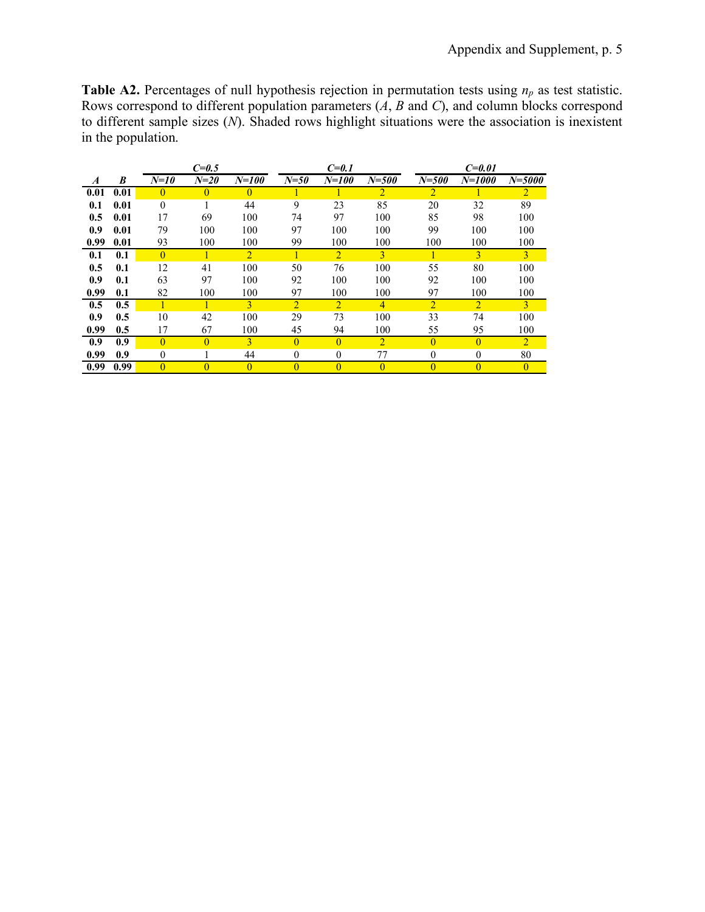**Table A2.** Percentages of null hypothesis rejection in permutation tests using $n_p$ as test statistic. Rows correspond to different population parameters ($A$, $B$ and $C$), and column blocks correspond to different sample sizes ($N$). Shaded rows highlight situations were the association is inexistent in the population.

| | | *C=0.5* | | | *C=0.1* | | | *C=0.01* | | |
|---|---|---|---|---|---|---|---|---|---|---|
| ***A*** | ***B*** | ***N=10*** | ***N=20*** | ***N=100*** | ***N=50*** | ***N=100*** | ***N=500*** | ***N=500*** | ***N=1000*** | ***N=5000*** |
| **0.01** | **0.01** | 0 | 0 | 0 | 1 | 1 | 2 | 2 | 1 | 2 |
| **0.1** | **0.01** | 0 | 1 | 44 | 9 | 23 | 85 | 20 | 32 | 89 |
| **0.5** | **0.01** | 17 | 69 | 100 | 74 | 97 | 100 | 85 | 98 | 100 |
| **0.9** | **0.01** | 79 | 100 | 100 | 97 | 100 | 100 | 99 | 100 | 100 |
| **0.99** | **0.01** | 93 | 100 | 100 | 99 | 100 | 100 | 100 | 100 | 100 |
| **0.1** | **0.1** | 0 | 1 | 2 | 1 | 2 | 3 | 1 | 3 | 3 |
| **0.5** | **0.1** | 12 | 41 | 100 | 50 | 76 | 100 | 55 | 80 | 100 |
| **0.9** | **0.1** | 63 | 97 | 100 | 92 | 100 | 100 | 92 | 100 | 100 |
| **0.99** | **0.1** | 82 | 100 | 100 | 97 | 100 | 100 | 97 | 100 | 100 |
| **0.5** | **0.5** | 1 | 1 | 3 | 2 | 2 | 4 | 2 | 2 | 3 |
| **0.9** | **0.5** | 10 | 42 | 100 | 29 | 73 | 100 | 33 | 74 | 100 |
| **0.99** | **0.5** | 17 | 67 | 100 | 45 | 94 | 100 | 55 | 95 | 100 |
| **0.9** | **0.9** | 0 | 0 | 3 | 0 | 0 | 2 | 0 | 0 | 2 |
| **0.99** | **0.9** | 0 | 1 | 44 | 0 | 0 | 77 | 0 | 0 | 80 |
| **0.99** | **0.99** | 0 | 0 | 0 | 0 | 0 | 0 | 0 | 0 | 0 |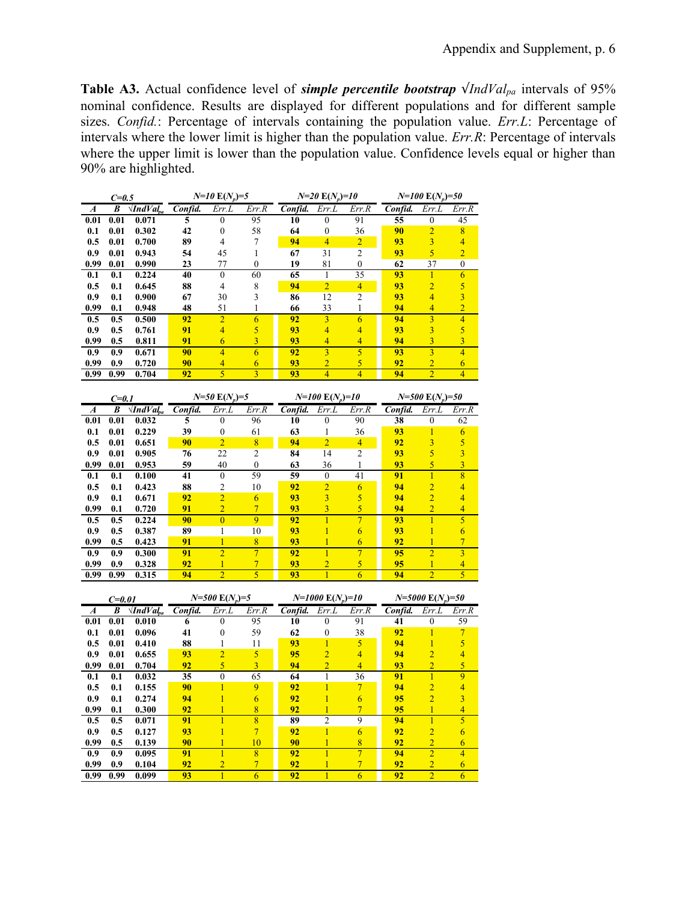**Table A3.** Actual confidence level of ***simple percentile bootstrap*** $\sqrt{IndVal_{pa}}$ intervals of 95% nominal confidence. Results are displayed for different populations and for different sample sizes. *Confid.*: Percentage of intervals containing the population value. *Err.L*: Percentage of intervals where the lower limit is higher than the population value. *Err.R*: Percentage of intervals where the upper limit is lower than the population value. Confidence levels equal or higher than 90% are highlighted.

| *C=0.5* | | | *N=10* $E(N_p)=5$ | | | *N=20* $E(N_p)=10$ | | | *N=100* $E(N_p)=50$ | | |
|---|---|---|---|---|---|---|---|---|---|---|---|
| ***A*** | ***B*** | $\sqrt{IndVal_{pa}}$ | *Confid.* | *Err.L* | *Err.R* | *Confid.* | *Err.L* | *Err.R* | *Confid.* | *Err.L* | *Err.R* |
| **0.01** | **0.01** | **0.071** | **5** | 0 | 95 | **10** | 0 | 91 | **55** | 0 | 45 |
| **0.1** | **0.01** | **0.302** | **42** | 0 | 58 | **64** | 0 | 36 | **90** | 2 | 8 |
| **0.5** | **0.01** | **0.700** | **89** | 4 | 7 | **94** | 4 | 2 | **93** | 3 | 4 |
| **0.9** | **0.01** | **0.943** | **54** | 45 | 1 | **67** | 31 | 2 | **93** | 5 | 2 |
| **0.99** | **0.01** | **0.990** | **23** | 77 | 0 | **19** | 81 | 0 | **62** | 37 | 0 |
| **0.1** | **0.1** | **0.224** | **40** | 0 | 60 | **65** | 1 | 35 | **93** | 1 | 6 |
| **0.5** | **0.1** | **0.645** | **88** | 4 | 8 | **94** | 2 | 4 | **93** | 2 | 5 |
| **0.9** | **0.1** | **0.900** | **67** | 30 | 3 | **86** | 12 | 2 | **93** | 4 | 3 |
| **0.99** | **0.1** | **0.948** | **48** | 51 | 1 | **66** | 33 | 1 | **94** | 4 | 2 |
| **0.5** | **0.5** | **0.500** | **92** | 2 | 6 | **92** | 3 | 6 | **94** | 3 | 4 |
| **0.9** | **0.5** | **0.761** | **91** | 4 | 5 | **93** | 4 | 4 | **93** | 3 | 5 |
| **0.99** | **0.5** | **0.811** | **91** | 6 | 3 | **93** | 4 | 4 | **94** | 3 | 3 |
| **0.9** | **0.9** | **0.671** | **90** | 4 | 6 | **92** | 3 | 5 | **93** | 3 | 4 |
| **0.99** | **0.9** | **0.720** | **90** | 4 | 6 | **93** | 2 | 5 | **92** | 2 | 6 |
| **0.99** | **0.99** | **0.704** | **92** | 5 | 3 | **93** | 4 | 4 | **94** | 2 | 4 |

| *C=0.1* | | | *N=50* $E(N_p)=5$ | | | *N=100* $E(N_p)=10$ | | | *N=500* $E(N_p)=50$ | | |
|---|---|---|---|---|---|---|---|---|---|---|---|
| ***A*** | ***B*** | $\sqrt{IndVal_{pa}}$ | *Confid.* | *Err.L* | *Err.R* | *Confid.* | *Err.L* | *Err.R* | *Confid.* | *Err.L* | *Err.R* |
| **0.01** | **0.01** | **0.032** | **5** | 0 | 96 | **10** | 0 | 90 | **38** | 0 | 62 |
| **0.1** | **0.01** | **0.229** | **39** | 0 | 61 | **63** | 1 | 36 | **93** | 1 | 6 |
| **0.5** | **0.01** | **0.651** | **90** | 2 | 8 | **94** | 2 | 4 | **92** | 3 | 5 |
| **0.9** | **0.01** | **0.905** | **76** | 22 | 2 | **84** | 14 | 2 | **93** | 5 | 3 |
| **0.99** | **0.01** | **0.953** | **59** | 40 | 0 | **63** | 36 | 1 | **93** | 5 | 3 |
| **0.1** | **0.1** | **0.100** | **41** | 0 | 59 | **59** | 0 | 41 | **91** | 1 | 8 |
| **0.5** | **0.1** | **0.423** | **88** | 2 | 10 | **92** | 2 | 6 | **94** | 2 | 4 |
| **0.9** | **0.1** | **0.671** | **92** | 2 | 6 | **93** | 3 | 5 | **94** | 2 | 4 |
| **0.99** | **0.1** | **0.720** | **91** | 2 | 7 | **93** | 3 | 5 | **94** | 2 | 4 |
| **0.5** | **0.5** | **0.224** | **90** | 0 | 9 | **92** | 1 | 7 | **93** | 1 | 5 |
| **0.9** | **0.5** | **0.387** | **89** | 1 | 10 | **93** | 1 | 6 | **93** | 1 | 6 |
| **0.99** | **0.5** | **0.423** | **91** | 1 | 8 | **93** | 1 | 6 | **92** | 1 | 7 |
| **0.9** | **0.9** | **0.300** | **91** | 2 | 7 | **92** | 1 | 7 | **95** | 2 | 3 |
| **0.99** | **0.9** | **0.328** | **92** | 1 | 7 | **93** | 2 | 5 | **95** | 1 | 4 |
| **0.99** | **0.99** | **0.315** | **94** | 2 | 5 | **93** | 1 | 6 | **94** | 2 | 5 |

| *C=0.01* | | | *N=500* $E(N_p)=5$ | | | *N=1000* $E(N_p)=10$ | | | *N=5000* $E(N_p)=50$ | | |
|---|---|---|---|---|---|---|---|---|---|---|---|
| ***A*** | ***B*** | $\sqrt{IndVal_{pa}}$ | *Confid.* | *Err.L* | *Err.R* | *Confid.* | *Err.L* | *Err.R* | *Confid.* | *Err.L* | *Err.R* |
| **0.01** | **0.01** | **0.010** | **6** | 0 | 95 | **10** | 0 | 91 | **41** | 0 | 59 |
| **0.1** | **0.01** | **0.096** | **41** | 0 | 59 | **62** | 0 | 38 | **92** | 1 | 7 |
| **0.5** | **0.01** | **0.410** | **88** | 1 | 11 | **93** | 1 | 5 | **94** | 1 | 5 |
| **0.9** | **0.01** | **0.655** | **93** | 2 | 5 | **95** | 2 | 4 | **94** | 2 | 4 |
| **0.99** | **0.01** | **0.704** | **92** | 5 | 3 | **94** | 2 | 4 | **93** | 2 | 5 |
| **0.1** | **0.1** | **0.032** | **35** | 0 | 65 | **64** | 1 | 36 | **91** | 1 | 9 |
| **0.5** | **0.1** | **0.155** | **90** | 1 | 9 | **92** | 1 | 7 | **94** | 2 | 4 |
| **0.9** | **0.1** | **0.274** | **94** | 1 | 6 | **92** | 1 | 6 | **95** | 2 | 3 |
| **0.99** | **0.1** | **0.300** | **92** | 1 | 8 | **92** | 1 | 7 | **95** | 1 | 4 |
| **0.5** | **0.5** | **0.071** | **91** | 1 | 8 | **89** | 2 | 9 | **94** | 1 | 5 |
| **0.9** | **0.5** | **0.127** | **93** | 1 | 7 | **92** | 1 | 6 | **92** | 2 | 6 |
| **0.99** | **0.5** | **0.139** | **90** | 1 | 10 | **90** | 1 | 8 | **92** | 2 | 6 |
| **0.9** | **0.9** | **0.095** | **91** | 1 | 8 | **92** | 1 | 7 | **94** | 2 | 4 |
| **0.99** | **0.9** | **0.104** | **92** | 2 | 7 | **92** | 1 | 7 | **92** | 2 | 6 |
| **0.99** | **0.99** | **0.099** | **93** | 1 | 6 | **92** | 1 | 6 | **92** | 2 | 6 |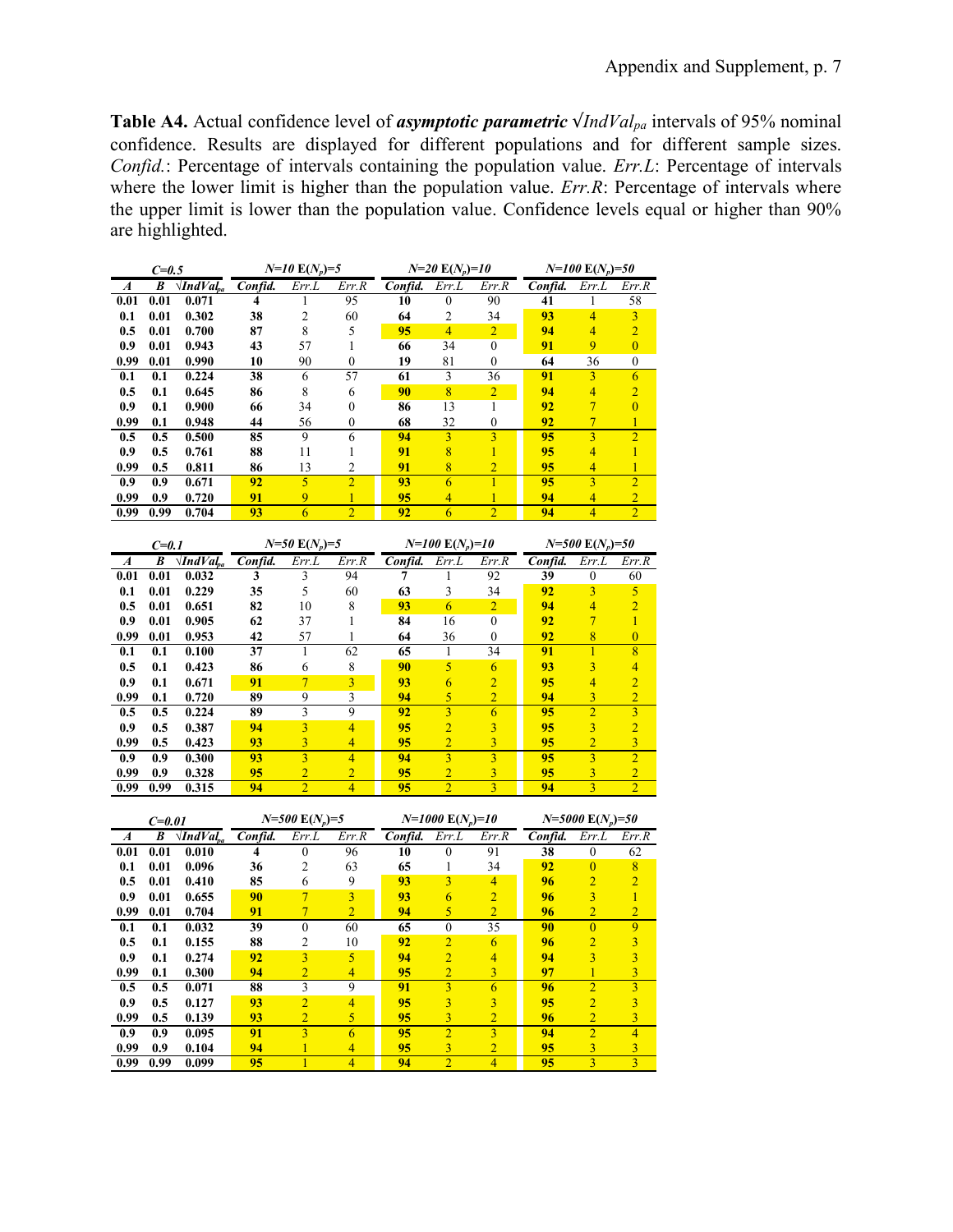**Table A4.** Actual confidence level of ***asymptotic parametric*** $\sqrt{IndVal_{pa}}$ intervals of 95% nominal confidence. Results are displayed for different populations and for different sample sizes. *Confid.*: Percentage of intervals containing the population value. *Err.L*: Percentage of intervals where the lower limit is higher than the population value. *Err.R*: Percentage of intervals where the upper limit is lower than the population value. Confidence levels equal or higher than 90% are highlighted.

| *C=0.5* | | | *N=10* E($N_p$)=5 | | | *N=20* E($N_p$)=10 | | | *N=100* E($N_p$)=50 | | |
|---|---|---|---|---|---|---|---|---|---|---|---|
| *A* | *B* | $\sqrt{IndVal_{pa}}$ | *Confid.* | *Err.L* | *Err.R* | *Confid.* | *Err.L* | *Err.R* | *Confid.* | *Err.L* | *Err.R* |
| 0.01 | 0.01 | 0.071 | 4 | 1 | 95 | 10 | 0 | 90 | 41 | 1 | 58 |
| 0.1 | 0.01 | 0.302 | 38 | 2 | 60 | 64 | 2 | 34 | 93 | 4 | 3 |
| 0.5 | 0.01 | 0.700 | 87 | 8 | 5 | 95 | 4 | 2 | 94 | 4 | 2 |
| 0.9 | 0.01 | 0.943 | 43 | 57 | 1 | 66 | 34 | 0 | 91 | 9 | 0 |
| 0.99 | 0.01 | 0.990 | 10 | 90 | 0 | 19 | 81 | 0 | 64 | 36 | 0 |
| 0.1 | 0.1 | 0.224 | 38 | 6 | 57 | 61 | 3 | 36 | 91 | 3 | 6 |
| 0.5 | 0.1 | 0.645 | 86 | 8 | 6 | 90 | 8 | 2 | 94 | 4 | 2 |
| 0.9 | 0.1 | 0.900 | 66 | 34 | 0 | 86 | 13 | 1 | 92 | 7 | 0 |
| 0.99 | 0.1 | 0.948 | 44 | 56 | 0 | 68 | 32 | 0 | 92 | 7 | 1 |
| 0.5 | 0.5 | 0.500 | 85 | 9 | 6 | 94 | 3 | 3 | 95 | 3 | 2 |
| 0.9 | 0.5 | 0.761 | 88 | 11 | 1 | 91 | 8 | 1 | 95 | 4 | 1 |
| 0.99 | 0.5 | 0.811 | 86 | 13 | 2 | 91 | 8 | 2 | 95 | 4 | 1 |
| 0.9 | 0.9 | 0.671 | 92 | 5 | 2 | 93 | 6 | 1 | 95 | 3 | 2 |
| 0.99 | 0.9 | 0.720 | 91 | 9 | 1 | 95 | 4 | 1 | 94 | 4 | 2 |
| 0.99 | 0.99 | 0.704 | 93 | 6 | 2 | 92 | 6 | 2 | 94 | 4 | 2 |

| *C=0.1* | | | *N=50* E($N_p$)=5 | | | *N=100* E($N_p$)=10 | | | *N=500* E($N_p$)=50 | | |
|---|---|---|---|---|---|---|---|---|---|---|---|
| *A* | *B* | $\sqrt{IndVal_{pa}}$ | *Confid.* | *Err.L* | *Err.R* | *Confid.* | *Err.L* | *Err.R* | *Confid.* | *Err.L* | *Err.R* |
| 0.01 | 0.01 | 0.032 | 3 | 3 | 94 | 7 | 1 | 92 | 39 | 0 | 60 |
| 0.1 | 0.01 | 0.229 | 35 | 5 | 60 | 63 | 3 | 34 | 92 | 3 | 5 |
| 0.5 | 0.01 | 0.651 | 82 | 10 | 8 | 93 | 6 | 2 | 94 | 4 | 2 |
| 0.9 | 0.01 | 0.905 | 62 | 37 | 1 | 84 | 16 | 0 | 92 | 7 | 1 |
| 0.99 | 0.01 | 0.953 | 42 | 57 | 1 | 64 | 36 | 0 | 92 | 8 | 0 |
| 0.1 | 0.1 | 0.100 | 37 | 1 | 62 | 65 | 1 | 34 | 91 | 1 | 8 |
| 0.5 | 0.1 | 0.423 | 86 | 6 | 8 | 90 | 5 | 6 | 93 | 3 | 4 |
| 0.9 | 0.1 | 0.671 | 91 | 7 | 3 | 93 | 6 | 2 | 95 | 4 | 2 |
| 0.99 | 0.1 | 0.720 | 89 | 9 | 3 | 94 | 5 | 2 | 94 | 3 | 2 |
| 0.5 | 0.5 | 0.224 | 89 | 3 | 9 | 92 | 3 | 6 | 95 | 2 | 3 |
| 0.9 | 0.5 | 0.387 | 94 | 3 | 4 | 95 | 2 | 3 | 95 | 3 | 2 |
| 0.99 | 0.5 | 0.423 | 93 | 3 | 4 | 95 | 2 | 3 | 95 | 2 | 3 |
| 0.9 | 0.9 | 0.300 | 93 | 3 | 4 | 94 | 3 | 3 | 95 | 3 | 2 |
| 0.99 | 0.9 | 0.328 | 95 | 2 | 2 | 95 | 2 | 3 | 95 | 3 | 2 |
| 0.99 | 0.99 | 0.315 | 94 | 2 | 4 | 95 | 2 | 3 | 94 | 3 | 2 |

| *C=0.01* | | | *N=500* E($N_p$)=5 | | | *N=1000* E($N_p$)=10 | | | *N=5000* E($N_p$)=50 | | |
|---|---|---|---|---|---|---|---|---|---|---|---|
| *A* | *B* | $\sqrt{IndVal_{pa}}$ | *Confid.* | *Err.L* | *Err.R* | *Confid.* | *Err.L* | *Err.R* | *Confid.* | *Err.L* | *Err.R* |
| 0.01 | 0.01 | 0.010 | 4 | 0 | 96 | 10 | 0 | 91 | 38 | 0 | 62 |
| 0.1 | 0.01 | 0.096 | 36 | 2 | 63 | 65 | 1 | 34 | 92 | 0 | 8 |
| 0.5 | 0.01 | 0.410 | 85 | 6 | 9 | 93 | 3 | 4 | 96 | 2 | 2 |
| 0.9 | 0.01 | 0.655 | 90 | 7 | 3 | 93 | 6 | 2 | 96 | 3 | 1 |
| 0.99 | 0.01 | 0.704 | 91 | 7 | 2 | 94 | 5 | 2 | 96 | 2 | 2 |
| 0.1 | 0.1 | 0.032 | 39 | 0 | 60 | 65 | 0 | 35 | 90 | 0 | 9 |
| 0.5 | 0.1 | 0.155 | 88 | 2 | 10 | 92 | 2 | 6 | 96 | 2 | 3 |
| 0.9 | 0.1 | 0.274 | 92 | 3 | 5 | 94 | 2 | 4 | 94 | 3 | 3 |
| 0.99 | 0.1 | 0.300 | 94 | 2 | 4 | 95 | 2 | 3 | 97 | 1 | 3 |
| 0.5 | 0.5 | 0.071 | 88 | 3 | 9 | 91 | 3 | 6 | 96 | 2 | 3 |
| 0.9 | 0.5 | 0.127 | 93 | 2 | 4 | 95 | 3 | 3 | 95 | 2 | 3 |
| 0.99 | 0.5 | 0.139 | 93 | 2 | 5 | 95 | 3 | 2 | 96 | 2 | 3 |
| 0.9 | 0.9 | 0.095 | 91 | 3 | 6 | 95 | 2 | 3 | 94 | 2 | 4 |
| 0.99 | 0.9 | 0.104 | 94 | 1 | 4 | 95 | 3 | 2 | 95 | 3 | 3 |
| 0.99 | 0.99 | 0.099 | 95 | 1 | 4 | 94 | 2 | 4 | 95 | 3 | 3 |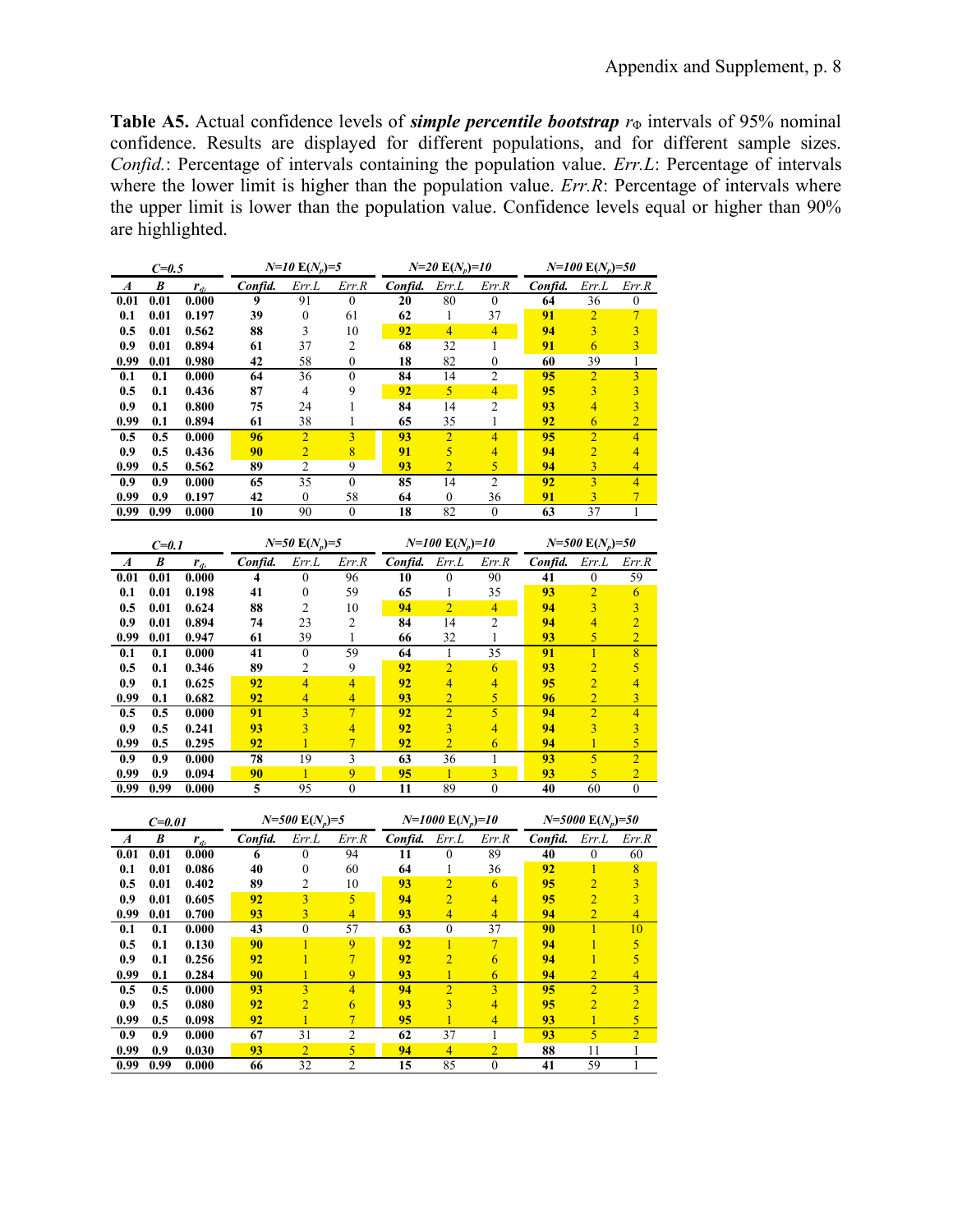**Table A5.** Actual confidence levels of ***simple percentile bootstrap*** $r_\Phi$ intervals of 95% nominal confidence. Results are displayed for different populations, and for different sample sizes. *Confid.*: Percentage of intervals containing the population value. *Err.L*: Percentage of intervals where the lower limit is higher than the population value. *Err.R*: Percentage of intervals where the upper limit is lower than the population value. Confidence levels equal or higher than 90% are highlighted.

| *C=0.5* | | | *N=10* E($N_p$)=5 | | | *N=20* E($N_p$)=10 | | | *N=100* E($N_p$)=50 | | |
|---|---|---|---|---|---|---|---|---|---|---|---|
| *A* | *B* | $r_\Phi$ | *Confid.* | *Err.L* | *Err.R* | *Confid.* | *Err.L* | *Err.R* | *Confid.* | *Err.L* | *Err.R* |
| 0.01 | 0.01 | 0.000 | 9 | 91 | 0 | 20 | 80 | 0 | 64 | 36 | 0 |
| 0.1 | 0.01 | 0.197 | 39 | 0 | 61 | 62 | 1 | 37 | 91 | 2 | 7 |
| 0.5 | 0.01 | 0.562 | 88 | 3 | 10 | 92 | 4 | 4 | 94 | 3 | 3 |
| 0.9 | 0.01 | 0.894 | 61 | 37 | 2 | 68 | 32 | 1 | 91 | 6 | 3 |
| 0.99 | 0.01 | 0.980 | 42 | 58 | 0 | 18 | 82 | 0 | 60 | 39 | 1 |
| 0.1 | 0.1 | 0.000 | 64 | 36 | 0 | 84 | 14 | 2 | 95 | 2 | 3 |
| 0.5 | 0.1 | 0.436 | 87 | 4 | 9 | 92 | 5 | 4 | 95 | 3 | 3 |
| 0.9 | 0.1 | 0.800 | 75 | 24 | 1 | 84 | 14 | 2 | 93 | 4 | 3 |
| 0.99 | 0.1 | 0.894 | 61 | 38 | 1 | 65 | 35 | 1 | 92 | 6 | 2 |
| 0.5 | 0.5 | 0.000 | 96 | 2 | 3 | 93 | 2 | 4 | 95 | 2 | 4 |
| 0.9 | 0.5 | 0.436 | 90 | 2 | 8 | 91 | 5 | 4 | 94 | 2 | 4 |
| 0.99 | 0.5 | 0.562 | 89 | 2 | 9 | 93 | 2 | 5 | 94 | 3 | 4 |
| 0.9 | 0.9 | 0.000 | 65 | 35 | 0 | 85 | 14 | 2 | 92 | 3 | 4 |
| 0.99 | 0.9 | 0.197 | 42 | 0 | 58 | 64 | 0 | 36 | 91 | 3 | 7 |
| 0.99 | 0.99 | 0.000 | 10 | 90 | 0 | 18 | 82 | 0 | 63 | 37 | 1 |

| *C=0.1* | | | *N=50* E($N_p$)=5 | | | *N=100* E($N_p$)=10 | | | *N=500* E($N_p$)=50 | | |
|---|---|---|---|---|---|---|---|---|---|---|---|
| *A* | *B* | $r_\Phi$ | *Confid.* | *Err.L* | *Err.R* | *Confid.* | *Err.L* | *Err.R* | *Confid.* | *Err.L* | *Err.R* |
| 0.01 | 0.01 | 0.000 | 4 | 0 | 96 | 10 | 0 | 90 | 41 | 0 | 59 |
| 0.1 | 0.01 | 0.198 | 41 | 0 | 59 | 65 | 1 | 35 | 93 | 2 | 6 |
| 0.5 | 0.01 | 0.624 | 88 | 2 | 10 | 94 | 2 | 4 | 94 | 3 | 3 |
| 0.9 | 0.01 | 0.894 | 74 | 23 | 2 | 84 | 14 | 2 | 94 | 4 | 2 |
| 0.99 | 0.01 | 0.947 | 61 | 39 | 1 | 66 | 32 | 1 | 93 | 5 | 2 |
| 0.1 | 0.1 | 0.000 | 41 | 0 | 59 | 64 | 1 | 35 | 91 | 1 | 8 |
| 0.5 | 0.1 | 0.346 | 89 | 2 | 9 | 92 | 2 | 6 | 93 | 2 | 5 |
| 0.9 | 0.1 | 0.625 | 92 | 4 | 4 | 92 | 4 | 4 | 95 | 2 | 4 |
| 0.99 | 0.1 | 0.682 | 92 | 4 | 4 | 93 | 2 | 5 | 96 | 2 | 3 |
| 0.5 | 0.5 | 0.000 | 91 | 3 | 7 | 92 | 2 | 5 | 94 | 2 | 4 |
| 0.9 | 0.5 | 0.241 | 93 | 3 | 4 | 92 | 3 | 4 | 94 | 3 | 3 |
| 0.99 | 0.5 | 0.295 | 92 | 1 | 7 | 92 | 2 | 6 | 94 | 1 | 5 |
| 0.9 | 0.9 | 0.000 | 78 | 19 | 3 | 63 | 36 | 1 | 93 | 5 | 2 |
| 0.99 | 0.9 | 0.094 | 90 | 1 | 9 | 95 | 1 | 3 | 93 | 5 | 2 |
| 0.99 | 0.99 | 0.000 | 5 | 95 | 0 | 11 | 89 | 0 | 40 | 60 | 0 |

| *C=0.01* | | | *N=500* E($N_p$)=5 | | | *N=1000* E($N_p$)=10 | | | *N=5000* E($N_p$)=50 | | |
|---|---|---|---|---|---|---|---|---|---|---|---|
| *A* | *B* | $r_\Phi$ | *Confid.* | *Err.L* | *Err.R* | *Confid.* | *Err.L* | *Err.R* | *Confid.* | *Err.L* | *Err.R* |
| 0.01 | 0.01 | 0.000 | 6 | 0 | 94 | 11 | 0 | 89 | 40 | 0 | 60 |
| 0.1 | 0.01 | 0.086 | 40 | 0 | 60 | 64 | 1 | 36 | 92 | 1 | 8 |
| 0.5 | 0.01 | 0.402 | 89 | 2 | 10 | 93 | 2 | 6 | 95 | 2 | 3 |
| 0.9 | 0.01 | 0.605 | 92 | 3 | 5 | 94 | 2 | 4 | 95 | 2 | 3 |
| 0.99 | 0.01 | 0.700 | 93 | 3 | 4 | 93 | 4 | 4 | 94 | 2 | 4 |
| 0.1 | 0.1 | 0.000 | 43 | 0 | 57 | 63 | 0 | 37 | 90 | 1 | 10 |
| 0.5 | 0.1 | 0.130 | 90 | 1 | 9 | 92 | 1 | 7 | 94 | 1 | 5 |
| 0.9 | 0.1 | 0.256 | 92 | 1 | 7 | 92 | 2 | 6 | 94 | 1 | 5 |
| 0.99 | 0.1 | 0.284 | 90 | 1 | 9 | 93 | 1 | 6 | 94 | 2 | 4 |
| 0.5 | 0.5 | 0.000 | 93 | 3 | 4 | 94 | 2 | 3 | 95 | 2 | 3 |
| 0.9 | 0.5 | 0.080 | 92 | 2 | 6 | 93 | 3 | 4 | 95 | 2 | 2 |
| 0.99 | 0.5 | 0.098 | 92 | 1 | 7 | 95 | 1 | 4 | 93 | 1 | 5 |
| 0.9 | 0.9 | 0.000 | 67 | 31 | 2 | 62 | 37 | 1 | 93 | 5 | 2 |
| 0.99 | 0.9 | 0.030 | 93 | 2 | 5 | 94 | 4 | 2 | 88 | 11 | 1 |
| 0.99 | 0.99 | 0.000 | 66 | 32 | 2 | 15 | 85 | 0 | 41 | 59 | 1 |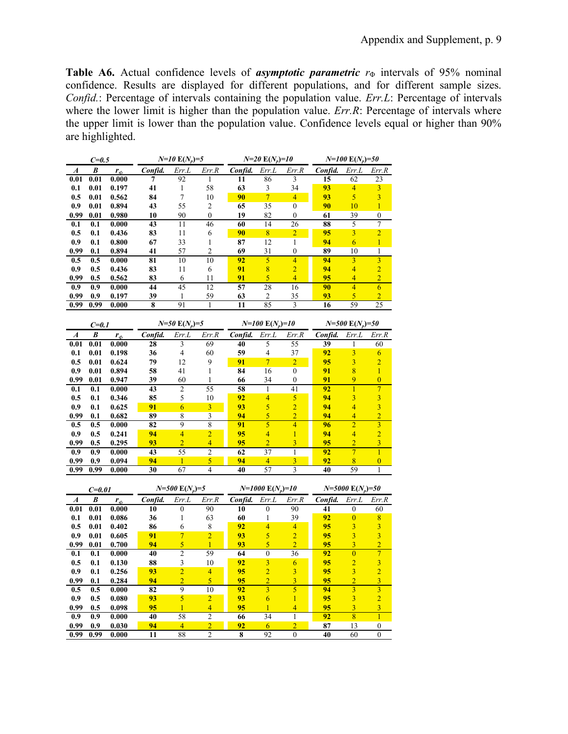**Table A6.** Actual confidence levels of ***asymptotic parametric*** $r_\Phi$ intervals of 95% nominal confidence. Results are displayed for different populations, and for different sample sizes. *Confid.*: Percentage of intervals containing the population value. *Err.L*: Percentage of intervals where the lower limit is higher than the population value. *Err.R*: Percentage of intervals where the upper limit is lower than the population value. Confidence levels equal or higher than 90% are highlighted.

| *C=0.5* | | | *N=10* E($N_p$)=5 | | | *N=20* E($N_p$)=10 | | | *N=100* E($N_p$)=50 | | |
|---|---|---|---|---|---|---|---|---|---|---|---|
| ***A*** | ***B*** | $r_\Phi$ | ***Confid.*** | *Err.L* | *Err.R* | ***Confid.*** | *Err.L* | *Err.R* | ***Confid.*** | *Err.L* | *Err.R* |
| **0.01** | **0.01** | **0.000** | **7** | 92 | 1 | **11** | 86 | 3 | **15** | 62 | 23 |
| **0.1** | **0.01** | **0.197** | **41** | 1 | 58 | **63** | 3 | 34 | **93** | 4 | 3 |
| **0.5** | **0.01** | **0.562** | **84** | 7 | 10 | **90** | 7 | 4 | **93** | 5 | 3 |
| **0.9** | **0.01** | **0.894** | **43** | 55 | 2 | **65** | 35 | 0 | **90** | 10 | 1 |
| **0.99** | **0.01** | **0.980** | **10** | 90 | 0 | **19** | 82 | 0 | **61** | 39 | 0 |
| **0.1** | **0.1** | **0.000** | **43** | 11 | 46 | **60** | 14 | 26 | **88** | 5 | 7 |
| **0.5** | **0.1** | **0.436** | **83** | 11 | 6 | **90** | 8 | 2 | **95** | 3 | 2 |
| **0.9** | **0.1** | **0.800** | **67** | 33 | 1 | **87** | 12 | 1 | **94** | 6 | 1 |
| **0.99** | **0.1** | **0.894** | **41** | 57 | 2 | **69** | 31 | 0 | **89** | 10 | 1 |
| **0.5** | **0.5** | **0.000** | **81** | 10 | 10 | **92** | 5 | 4 | **94** | 3 | 3 |
| **0.9** | **0.5** | **0.436** | **83** | 11 | 6 | **91** | 8 | 2 | **94** | 4 | 2 |
| **0.99** | **0.5** | **0.562** | **83** | 6 | 11 | **91** | 5 | 4 | **95** | 4 | 2 |
| **0.9** | **0.9** | **0.000** | **44** | 45 | 12 | **57** | 28 | 16 | **90** | 4 | 6 |
| **0.99** | **0.9** | **0.197** | **39** | 1 | 59 | **63** | 2 | 35 | **93** | 5 | 2 |
| **0.99** | **0.99** | **0.000** | **8** | 91 | 1 | **11** | 85 | 3 | **16** | 59 | 25 |

| *C=0.1* | | | *N=50* E($N_p$)=5 | | | *N=100* E($N_p$)=10 | | | *N=500* E($N_p$)=50 | | |
|---|---|---|---|---|---|---|---|---|---|---|---|
| ***A*** | ***B*** | $r_\Phi$ | ***Confid.*** | *Err.L* | *Err.R* | ***Confid.*** | *Err.L* | *Err.R* | ***Confid.*** | *Err.L* | *Err.R* |
| **0.01** | **0.01** | **0.000** | **28** | 3 | 69 | **40** | 5 | 55 | **39** | 1 | 60 |
| **0.1** | **0.01** | **0.198** | **36** | 4 | 60 | **59** | 4 | 37 | **92** | 3 | 6 |
| **0.5** | **0.01** | **0.624** | **79** | 12 | 9 | **91** | 7 | 2 | **95** | 3 | 2 |
| **0.9** | **0.01** | **0.894** | **58** | 41 | 1 | **84** | 16 | 0 | **91** | 8 | 1 |
| **0.99** | **0.01** | **0.947** | **39** | 60 | 1 | **66** | 34 | 0 | **91** | 9 | 0 |
| **0.1** | **0.1** | **0.000** | **43** | 2 | 55 | **58** | 1 | 41 | **92** | 1 | 7 |
| **0.5** | **0.1** | **0.346** | **85** | 5 | 10 | **92** | 4 | 5 | **94** | 3 | 3 |
| **0.9** | **0.1** | **0.625** | **91** | 6 | 3 | **93** | 5 | 2 | **94** | 4 | 3 |
| **0.99** | **0.1** | **0.682** | **89** | 8 | 3 | **94** | 5 | 2 | **94** | 4 | 2 |
| **0.5** | **0.5** | **0.000** | **82** | 9 | 8 | **91** | 5 | 4 | **96** | 2 | 3 |
| **0.9** | **0.5** | **0.241** | **94** | 4 | 2 | **95** | 4 | 1 | **94** | 4 | 2 |
| **0.99** | **0.5** | **0.295** | **93** | 2 | 4 | **95** | 2 | 3 | **95** | 2 | 3 |
| **0.9** | **0.9** | **0.000** | **43** | 55 | 2 | **62** | 37 | 1 | **92** | 7 | 1 |
| **0.99** | **0.9** | **0.094** | **94** | 1 | 5 | **94** | 4 | 3 | **92** | 8 | 0 |
| **0.99** | **0.99** | **0.000** | **30** | 67 | 4 | **40** | 57 | 3 | **40** | 59 | 1 |

| *C=0.01* | | | *N=500* E($N_p$)=5 | | | *N=1000* E($N_p$)=10 | | | *N=5000* E($N_p$)=50 | | |
|---|---|---|---|---|---|---|---|---|---|---|---|
| ***A*** | ***B*** | $r_\Phi$ | ***Confid.*** | *Err.L* | *Err.R* | ***Confid.*** | *Err.L* | *Err.R* | ***Confid.*** | *Err.L* | *Err.R* |
| **0.01** | **0.01** | **0.000** | **10** | 0 | 90 | **10** | 0 | 90 | **41** | 0 | 60 |
| **0.1** | **0.01** | **0.086** | **36** | 1 | 63 | **60** | 1 | 39 | **92** | 0 | 8 |
| **0.5** | **0.01** | **0.402** | **86** | 6 | 8 | **92** | 4 | 4 | **95** | 3 | 3 |
| **0.9** | **0.01** | **0.605** | **91** | 7 | 2 | **93** | 5 | 2 | **95** | 3 | 3 |
| **0.99** | **0.01** | **0.700** | **94** | 5 | 1 | **93** | 5 | 2 | **95** | 3 | 2 |
| **0.1** | **0.1** | **0.000** | **40** | 2 | 59 | **64** | 0 | 36 | **92** | 0 | 7 |
| **0.5** | **0.1** | **0.130** | **88** | 3 | 10 | **92** | 3 | 6 | **95** | 2 | 3 |
| **0.9** | **0.1** | **0.256** | **93** | 2 | 4 | **95** | 2 | 3 | **95** | 3 | 2 |
| **0.99** | **0.1** | **0.284** | **94** | 2 | 5 | **95** | 2 | 3 | **95** | 2 | 3 |
| **0.5** | **0.5** | **0.000** | **82** | 9 | 10 | **92** | 3 | 5 | **94** | 3 | 3 |
| **0.9** | **0.5** | **0.080** | **93** | 5 | 2 | **93** | 6 | 1 | **95** | 3 | 2 |
| **0.99** | **0.5** | **0.098** | **95** | 1 | 4 | **95** | 1 | 4 | **95** | 3 | 3 |
| **0.9** | **0.9** | **0.000** | **40** | 58 | 2 | **66** | 34 | 1 | **92** | 8 | 1 |
| **0.99** | **0.9** | **0.030** | **94** | 4 | 2 | **92** | 6 | 2 | **87** | 13 | 0 |
| **0.99** | **0.99** | **0.000** | **11** | 88 | 2 | **8** | 92 | 0 | **40** | 60 | 0 |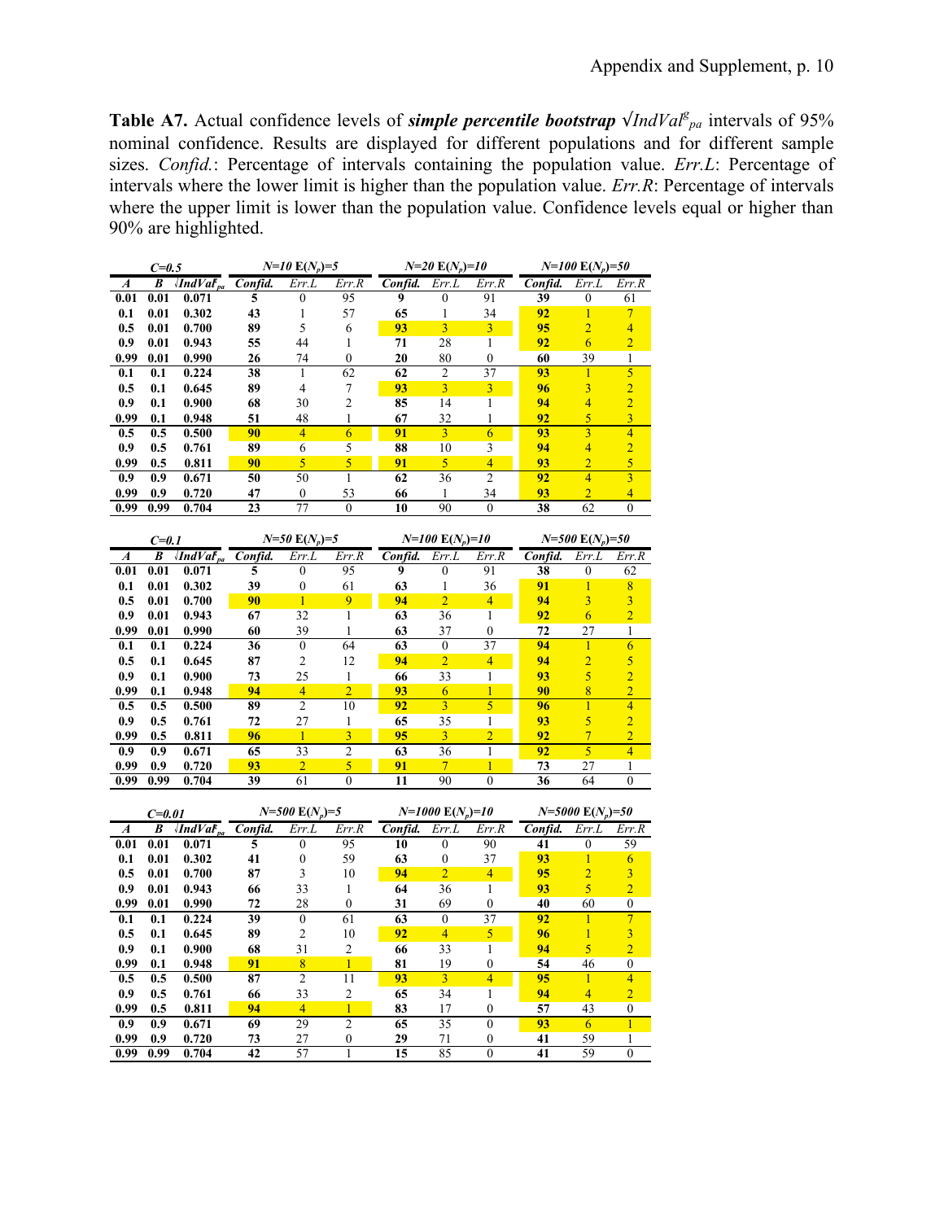**Table A7.** Actual confidence levels of ***simple percentile bootstrap*** $\sqrt{IndVal^g_{pa}}$ intervals of 95% nominal confidence. Results are displayed for different populations and for different sample sizes. *Confid.*: Percentage of intervals containing the population value. *Err.L*: Percentage of intervals where the lower limit is higher than the population value. *Err.R*: Percentage of intervals where the upper limit is lower than the population value. Confidence levels equal or higher than 90% are highlighted.

| *C=0.5* | | | *N=10* $E(N_p)$=5 | | | *N=20* $E(N_p)$=10 | | | *N=100* $E(N_p)$=50 | | |
|---|---|---|---|---|---|---|---|---|---|---|---|
| *A* | *B* | $\sqrt{IndVal_{pa}}$ | *Confid.* | *Err.L* | *Err.R* | *Confid.* | *Err.L* | *Err.R* | *Confid.* | *Err.L* | *Err.R* |
| **0.01** | **0.01** | **0.071** | **5** | 0 | 95 | **9** | 0 | 91 | **39** | 0 | 61 |
| **0.1** | **0.01** | **0.302** | **43** | 1 | 57 | **65** | 1 | 34 | **92** | 1 | 7 |
| **0.5** | **0.01** | **0.700** | **89** | 5 | 6 | **93** | 3 | 3 | **95** | 2 | 4 |
| **0.9** | **0.01** | **0.943** | **55** | 44 | 1 | **71** | 28 | 1 | **92** | 6 | 2 |
| **0.99** | **0.01** | **0.990** | **26** | 74 | 0 | **20** | 80 | 0 | **60** | 39 | 1 |
| **0.1** | **0.1** | **0.224** | **38** | 1 | 62 | **62** | 2 | 37 | **93** | 1 | 5 |
| **0.5** | **0.1** | **0.645** | **89** | 4 | 7 | **93** | 3 | 3 | **96** | 3 | 2 |
| **0.9** | **0.1** | **0.900** | **68** | 30 | 2 | **85** | 14 | 1 | **94** | 4 | 2 |
| **0.99** | **0.1** | **0.948** | **51** | 48 | 1 | **67** | 32 | 1 | **92** | 5 | 3 |
| **0.5** | **0.5** | **0.500** | **90** | 4 | 6 | **91** | 3 | 6 | **93** | 3 | 4 |
| **0.9** | **0.5** | **0.761** | **89** | 6 | 5 | **88** | 10 | 3 | **94** | 4 | 2 |
| **0.99** | **0.5** | **0.811** | **90** | 5 | 5 | **91** | 5 | 4 | **93** | 2 | 5 |
| **0.9** | **0.9** | **0.671** | **50** | 50 | 1 | **62** | 36 | 2 | **92** | 4 | 3 |
| **0.99** | **0.9** | **0.720** | **47** | 0 | 53 | **66** | 1 | 34 | **93** | 2 | 4 |
| **0.99** | **0.99** | **0.704** | **23** | 77 | 0 | **10** | 90 | 0 | **38** | 62 | 0 |

| *C=0.1* | | | *N=50* $E(N_p)$=5 | | | *N=100* $E(N_p)$=10 | | | *N=500* $E(N_p)$=50 | | |
|---|---|---|---|---|---|---|---|---|---|---|---|
| *A* | *B* | $\sqrt{IndVal_{pa}}$ | *Confid.* | *Err.L* | *Err.R* | *Confid.* | *Err.L* | *Err.R* | *Confid.* | *Err.L* | *Err.R* |
| **0.01** | **0.01** | **0.071** | **5** | 0 | 95 | **9** | 0 | 91 | **38** | 0 | 62 |
| **0.1** | **0.01** | **0.302** | **39** | 0 | 61 | **63** | 1 | 36 | **91** | 1 | 8 |
| **0.5** | **0.01** | **0.700** | **90** | 1 | 9 | **94** | 2 | 4 | **94** | 3 | 3 |
| **0.9** | **0.01** | **0.943** | **67** | 32 | 1 | **63** | 36 | 1 | **92** | 6 | 2 |
| **0.99** | **0.01** | **0.990** | **60** | 39 | 1 | **63** | 37 | 0 | **72** | 27 | 1 |
| **0.1** | **0.1** | **0.224** | **36** | 0 | 64 | **63** | 0 | 37 | **94** | 1 | 6 |
| **0.5** | **0.1** | **0.645** | **87** | 2 | 12 | **94** | 2 | 4 | **94** | 2 | 5 |
| **0.9** | **0.1** | **0.900** | **73** | 25 | 1 | **66** | 33 | 1 | **93** | 5 | 2 |
| **0.99** | **0.1** | **0.948** | **94** | 4 | 2 | **93** | 6 | 1 | **90** | 8 | 2 |
| **0.5** | **0.5** | **0.500** | **89** | 2 | 10 | **92** | 3 | 5 | **96** | 1 | 4 |
| **0.9** | **0.5** | **0.761** | **72** | 27 | 1 | **65** | 35 | 1 | **93** | 5 | 2 |
| **0.99** | **0.5** | **0.811** | **96** | 1 | 3 | **95** | 3 | 2 | **92** | 7 | 2 |
| **0.9** | **0.9** | **0.671** | **65** | 33 | 2 | **63** | 36 | 1 | **92** | 5 | 4 |
| **0.99** | **0.9** | **0.720** | **93** | 2 | 5 | **91** | 7 | 1 | **73** | 27 | 1 |
| **0.99** | **0.99** | **0.704** | **39** | 61 | 0 | **11** | 90 | 0 | **36** | 64 | 0 |

| *C=0.01* | | | *N=500* $E(N_p)$=5 | | | *N=1000* $E(N_p)$=10 | | | *N=5000* $E(N_p)$=50 | | |
|---|---|---|---|---|---|---|---|---|---|---|---|
| *A* | *B* | $\sqrt{IndVal_{pa}}$ | *Confid.* | *Err.L* | *Err.R* | *Confid.* | *Err.L* | *Err.R* | *Confid.* | *Err.L* | *Err.R* |
| **0.01** | **0.01** | **0.071** | **5** | 0 | 95 | **10** | 0 | 90 | **41** | 0 | 59 |
| **0.1** | **0.01** | **0.302** | **41** | 0 | 59 | **63** | 0 | 37 | **93** | 1 | 6 |
| **0.5** | **0.01** | **0.700** | **87** | 3 | 10 | **94** | 2 | 4 | **95** | 2 | 3 |
| **0.9** | **0.01** | **0.943** | **66** | 33 | 1 | **64** | 36 | 1 | **93** | 5 | 2 |
| **0.99** | **0.01** | **0.990** | **72** | 28 | 0 | **31** | 69 | 0 | **40** | 60 | 0 |
| **0.1** | **0.1** | **0.224** | **39** | 0 | 61 | **63** | 0 | 37 | **92** | 1 | 7 |
| **0.5** | **0.1** | **0.645** | **89** | 2 | 10 | **92** | 4 | 5 | **96** | 1 | 3 |
| **0.9** | **0.1** | **0.900** | **68** | 31 | 2 | **66** | 33 | 1 | **94** | 5 | 2 |
| **0.99** | **0.1** | **0.948** | **91** | 8 | 1 | **81** | 19 | 0 | **54** | 46 | 0 |
| **0.5** | **0.5** | **0.500** | **87** | 2 | 11 | **93** | 3 | 4 | **95** | 1 | 4 |
| **0.9** | **0.5** | **0.761** | **66** | 33 | 2 | **65** | 34 | 1 | **94** | 4 | 2 |
| **0.99** | **0.5** | **0.811** | **94** | 4 | 1 | **83** | 17 | 0 | **57** | 43 | 0 |
| **0.9** | **0.9** | **0.671** | **69** | 29 | 2 | **65** | 35 | 0 | **93** | 6 | 1 |
| **0.99** | **0.9** | **0.720** | **73** | 27 | 0 | **29** | 71 | 0 | **41** | 59 | 1 |
| **0.99** | **0.99** | **0.704** | **42** | 57 | 1 | **15** | 85 | 0 | **41** | 59 | 0 |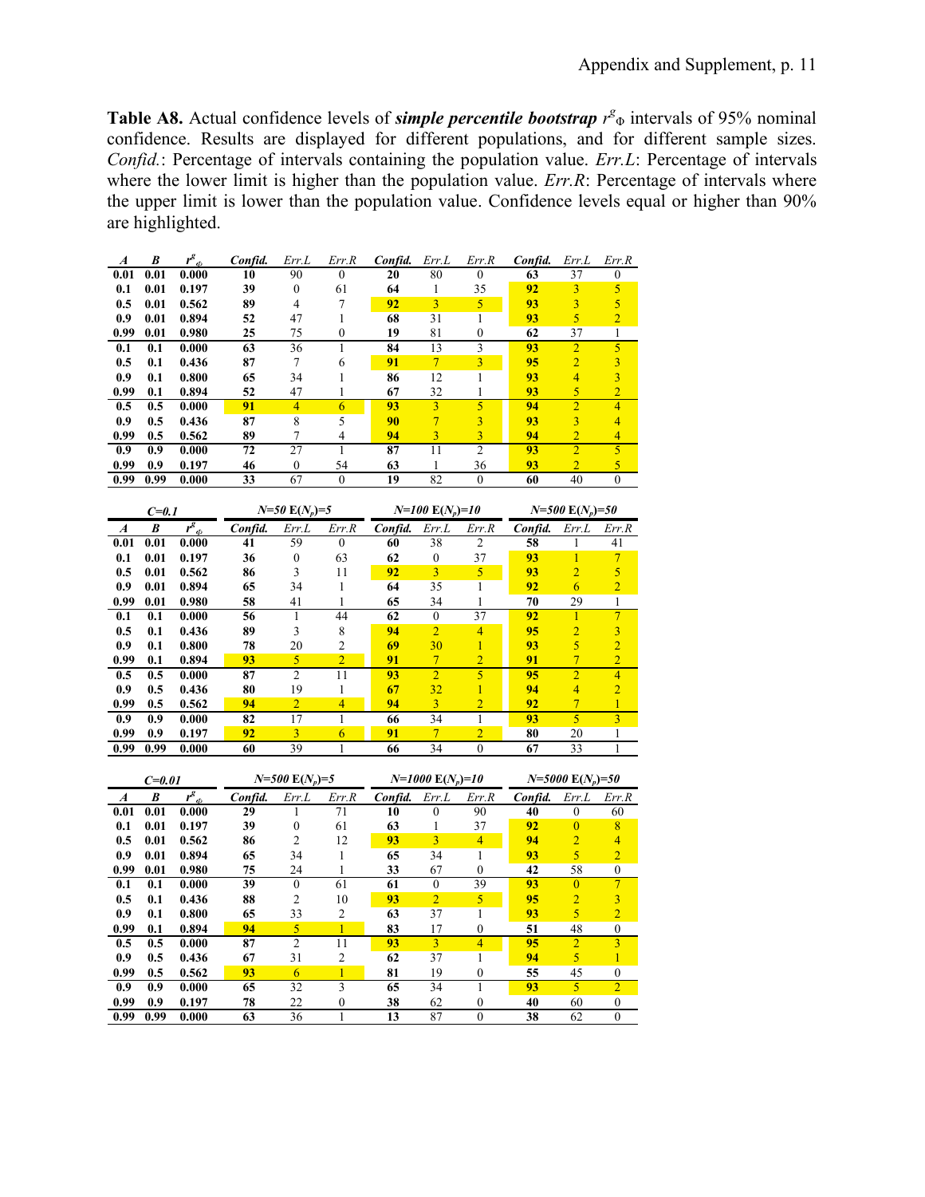**Table A8.** Actual confidence levels of ***simple percentile bootstrap*** $r^g_\Phi$ intervals of 95% nominal confidence. Results are displayed for different populations, and for different sample sizes. *Confid.*: Percentage of intervals containing the population value. *Err.L*: Percentage of intervals where the lower limit is higher than the population value. *Err.R*: Percentage of intervals where the upper limit is lower than the population value. Confidence levels equal or higher than 90% are highlighted.

| *A* | *B* | $r^g_\Phi$ | *Confid.* | *Err.L* | *Err.R* | *Confid.* | *Err.L* | *Err.R* | *Confid.* | *Err.L* | *Err.R* |
|---|---|---|---|---|---|---|---|---|---|---|---|
| 0.01 | 0.01 | 0.000 | 10 | 90 | 0 | 20 | 80 | 0 | 63 | 37 | 0 |
| 0.1 | 0.01 | 0.197 | 39 | 0 | 61 | 64 | 1 | 35 | 92 | 3 | 5 |
| 0.5 | 0.01 | 0.562 | 89 | 4 | 7 | 92 | 3 | 5 | 93 | 3 | 5 |
| 0.9 | 0.01 | 0.894 | 52 | 47 | 1 | 68 | 31 | 1 | 93 | 5 | 2 |
| 0.99 | 0.01 | 0.980 | 25 | 75 | 0 | 19 | 81 | 0 | 62 | 37 | 1 |
| 0.1 | 0.1 | 0.000 | 63 | 36 | 1 | 84 | 13 | 3 | 93 | 2 | 5 |
| 0.5 | 0.1 | 0.436 | 87 | 7 | 6 | 91 | 7 | 3 | 95 | 2 | 3 |
| 0.9 | 0.1 | 0.800 | 65 | 34 | 1 | 86 | 12 | 1 | 93 | 4 | 3 |
| 0.99 | 0.1 | 0.894 | 52 | 47 | 1 | 67 | 32 | 1 | 93 | 5 | 2 |
| 0.5 | 0.5 | 0.000 | 91 | 4 | 6 | 93 | 3 | 5 | 94 | 2 | 4 |
| 0.9 | 0.5 | 0.436 | 87 | 8 | 5 | 90 | 7 | 3 | 93 | 3 | 4 |
| 0.99 | 0.5 | 0.562 | 89 | 7 | 4 | 94 | 3 | 3 | 94 | 2 | 4 |
| 0.9 | 0.9 | 0.000 | 72 | 27 | 1 | 87 | 11 | 2 | 93 | 2 | 5 |
| 0.99 | 0.9 | 0.197 | 46 | 0 | 54 | 63 | 1 | 36 | 93 | 2 | 5 |
| 0.99 | 0.99 | 0.000 | 33 | 67 | 0 | 19 | 82 | 0 | 60 | 40 | 0 |

| *C=0.1* | | | *N=50* $E(N_p)=5$ | | | *N=100* $E(N_p)=10$ | | | *N=500* $E(N_p)=50$ | | |
|---|---|---|---|---|---|---|---|---|---|---|---|
| *A* | *B* | $r^g_\Phi$ | *Confid.* | *Err.L* | *Err.R* | *Confid.* | *Err.L* | *Err.R* | *Confid.* | *Err.L* | *Err.R* |
| 0.01 | 0.01 | 0.000 | 41 | 59 | 0 | 60 | 38 | 2 | 58 | 1 | 41 |
| 0.1 | 0.01 | 0.197 | 36 | 0 | 63 | 62 | 0 | 37 | 93 | 1 | 7 |
| 0.5 | 0.01 | 0.562 | 86 | 3 | 11 | 92 | 3 | 5 | 93 | 2 | 5 |
| 0.9 | 0.01 | 0.894 | 65 | 34 | 1 | 64 | 35 | 1 | 92 | 6 | 2 |
| 0.99 | 0.01 | 0.980 | 58 | 41 | 1 | 65 | 34 | 1 | 70 | 29 | 1 |
| 0.1 | 0.1 | 0.000 | 56 | 1 | 44 | 62 | 0 | 37 | 92 | 1 | 7 |
| 0.5 | 0.1 | 0.436 | 89 | 3 | 8 | 94 | 2 | 4 | 95 | 2 | 3 |
| 0.9 | 0.1 | 0.800 | 78 | 20 | 2 | 69 | 30 | 1 | 93 | 5 | 2 |
| 0.99 | 0.1 | 0.894 | 93 | 5 | 2 | 91 | 7 | 2 | 91 | 7 | 2 |
| 0.5 | 0.5 | 0.000 | 87 | 2 | 11 | 93 | 2 | 5 | 95 | 2 | 4 |
| 0.9 | 0.5 | 0.436 | 80 | 19 | 1 | 67 | 32 | 1 | 94 | 4 | 2 |
| 0.99 | 0.5 | 0.562 | 94 | 2 | 4 | 94 | 3 | 2 | 92 | 7 | 1 |
| 0.9 | 0.9 | 0.000 | 82 | 17 | 1 | 66 | 34 | 1 | 93 | 5 | 3 |
| 0.99 | 0.9 | 0.197 | 92 | 3 | 6 | 91 | 7 | 2 | 80 | 20 | 1 |
| 0.99 | 0.99 | 0.000 | 60 | 39 | 1 | 66 | 34 | 0 | 67 | 33 | 1 |

| *C=0.01* | | | *N=500* $E(N_p)=5$ | | | *N=1000* $E(N_p)=10$ | | | *N=5000* $E(N_p)=50$ | | |
|---|---|---|---|---|---|---|---|---|---|---|---|
| *A* | *B* | $r^g_\Phi$ | *Confid.* | *Err.L* | *Err.R* | *Confid.* | *Err.L* | *Err.R* | *Confid.* | *Err.L* | *Err.R* |
| 0.01 | 0.01 | 0.000 | 29 | 1 | 71 | 10 | 0 | 90 | 40 | 0 | 60 |
| 0.1 | 0.01 | 0.197 | 39 | 0 | 61 | 63 | 1 | 37 | 92 | 0 | 8 |
| 0.5 | 0.01 | 0.562 | 86 | 2 | 12 | 93 | 3 | 4 | 94 | 2 | 4 |
| 0.9 | 0.01 | 0.894 | 65 | 34 | 1 | 65 | 34 | 1 | 93 | 5 | 2 |
| 0.99 | 0.01 | 0.980 | 75 | 24 | 1 | 33 | 67 | 0 | 42 | 58 | 0 |
| 0.1 | 0.1 | 0.000 | 39 | 0 | 61 | 61 | 0 | 39 | 93 | 0 | 7 |
| 0.5 | 0.1 | 0.436 | 88 | 2 | 10 | 93 | 2 | 5 | 95 | 2 | 3 |
| 0.9 | 0.1 | 0.800 | 65 | 33 | 2 | 63 | 37 | 1 | 93 | 5 | 2 |
| 0.99 | 0.1 | 0.894 | 94 | 5 | 1 | 83 | 17 | 0 | 51 | 48 | 0 |
| 0.5 | 0.5 | 0.000 | 87 | 2 | 11 | 93 | 3 | 4 | 95 | 2 | 3 |
| 0.9 | 0.5 | 0.436 | 67 | 31 | 2 | 62 | 37 | 1 | 94 | 5 | 1 |
| 0.99 | 0.5 | 0.562 | 93 | 6 | 1 | 81 | 19 | 0 | 55 | 45 | 0 |
| 0.9 | 0.9 | 0.000 | 65 | 32 | 3 | 65 | 34 | 1 | 93 | 5 | 2 |
| 0.99 | 0.9 | 0.197 | 78 | 22 | 0 | 38 | 62 | 0 | 40 | 60 | 0 |
| 0.99 | 0.99 | 0.000 | 63 | 36 | 1 | 13 | 87 | 0 | 38 | 62 | 0 |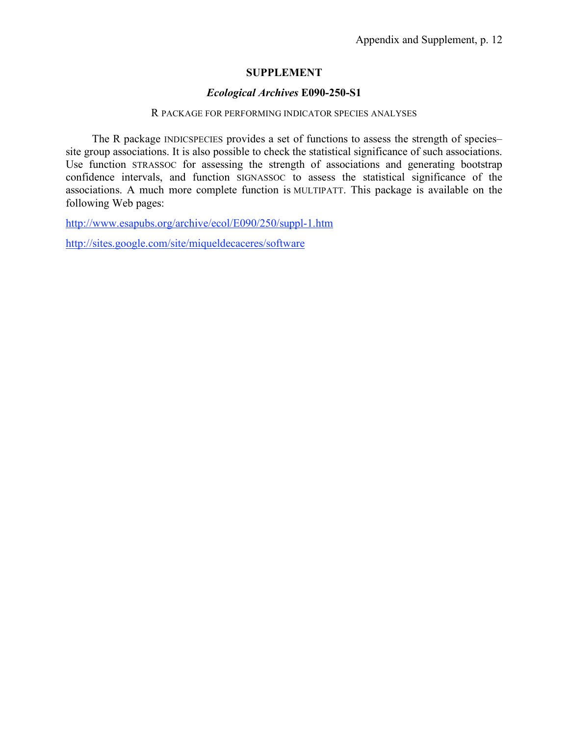## SUPPLEMENT

### *Ecological Archives* E090-250-S1

R PACKAGE FOR PERFORMING INDICATOR SPECIES ANALYSES

The R package INDICSPECIES provides a set of functions to assess the strength of species–site group associations. It is also possible to check the statistical significance of such associations. Use function STRASSOC for assessing the strength of associations and generating bootstrap confidence intervals, and function SIGNASSOC to assess the statistical significance of the associations. A much more complete function is MULTIPATT. This package is available on the following Web pages:

http://www.esapubs.org/archive/ecol/E090/250/suppl-1.htm

http://sites.google.com/site/miqueldecaceres/software